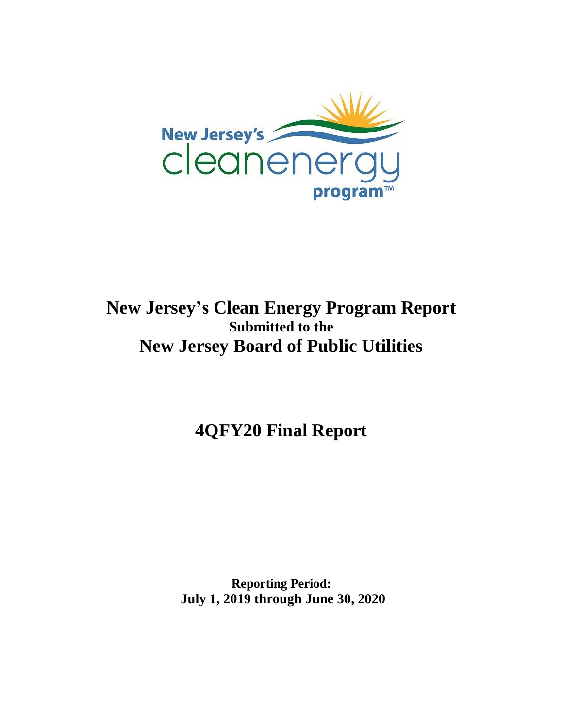New Jersey's cleanenergy program™

# New Jersey's Clean Energy Program Report

**Submitted to the**

# New Jersey Board of Public Utilities

# 4QFY20 Final Report

**Reporting Period:**
**July 1, 2019 through June 30, 2020**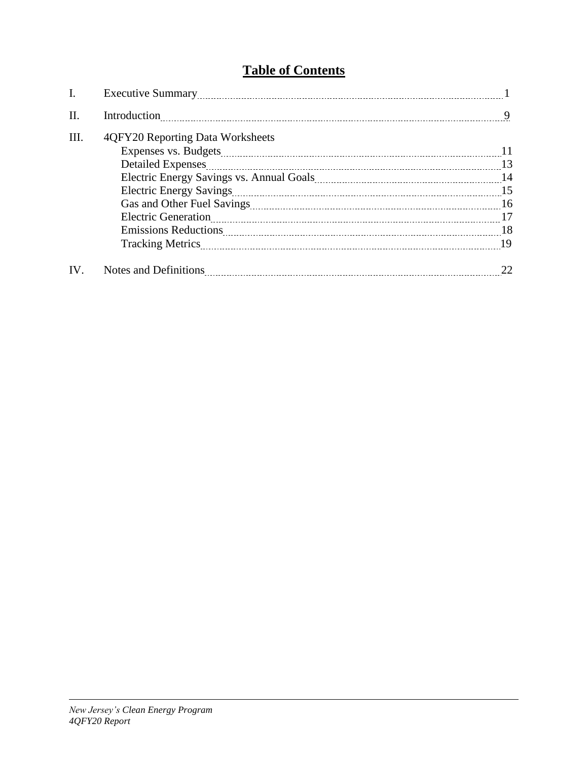# Table of Contents

| | | |
|---|---|---|
| I. | Executive Summary | 1 |
| II. | Introduction | 9 |
| III. | 4QFY20 Reporting Data Worksheets | |
| | Expenses vs. Budgets | 11 |
| | Detailed Expenses | 13 |
| | Electric Energy Savings vs. Annual Goals | 14 |
| | Electric Energy Savings | 15 |
| | Gas and Other Fuel Savings | 16 |
| | Electric Generation | 17 |
| | Emissions Reductions | 18 |
| | Tracking Metrics | 19 |
| IV. | Notes and Definitions | 22 |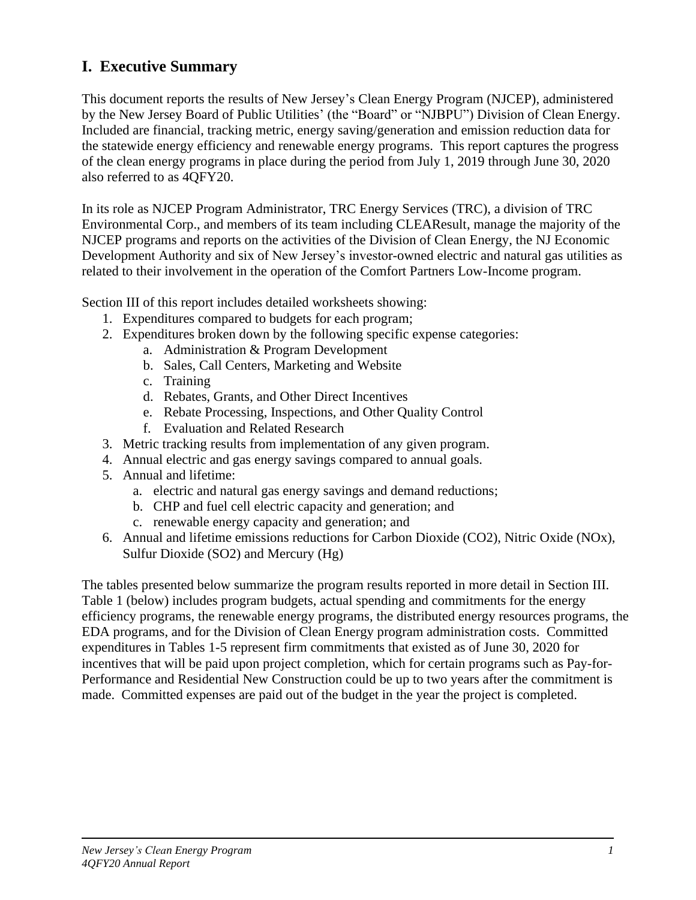## I. Executive Summary

This document reports the results of New Jersey's Clean Energy Program (NJCEP), administered by the New Jersey Board of Public Utilities' (the "Board" or "NJBPU") Division of Clean Energy. Included are financial, tracking metric, energy saving/generation and emission reduction data for the statewide energy efficiency and renewable energy programs. This report captures the progress of the clean energy programs in place during the period from July 1, 2019 through June 30, 2020 also referred to as 4QFY20.

In its role as NJCEP Program Administrator, TRC Energy Services (TRC), a division of TRC Environmental Corp., and members of its team including CLEAResult, manage the majority of the NJCEP programs and reports on the activities of the Division of Clean Energy, the NJ Economic Development Authority and six of New Jersey's investor-owned electric and natural gas utilities as related to their involvement in the operation of the Comfort Partners Low-Income program.

Section III of this report includes detailed worksheets showing:

1. Expenditures compared to budgets for each program;
2. Expenditures broken down by the following specific expense categories:
    a. Administration & Program Development
    b. Sales, Call Centers, Marketing and Website
    c. Training
    d. Rebates, Grants, and Other Direct Incentives
    e. Rebate Processing, Inspections, and Other Quality Control
    f. Evaluation and Related Research
3. Metric tracking results from implementation of any given program.
4. Annual electric and gas energy savings compared to annual goals.
5. Annual and lifetime:
    a. electric and natural gas energy savings and demand reductions;
    b. CHP and fuel cell electric capacity and generation; and
    c. renewable energy capacity and generation; and
6. Annual and lifetime emissions reductions for Carbon Dioxide ($CO_2$), Nitric Oxide ($NO_x$), Sulfur Dioxide ($SO_2$) and Mercury (Hg)

The tables presented below summarize the program results reported in more detail in Section III. Table 1 (below) includes program budgets, actual spending and commitments for the energy efficiency programs, the renewable energy programs, the distributed energy resources programs, the EDA programs, and for the Division of Clean Energy program administration costs. Committed expenditures in Tables 1-5 represent firm commitments that existed as of June 30, 2020 for incentives that will be paid upon project completion, which for certain programs such as Pay-for-Performance and Residential New Construction could be up to two years after the commitment is made. Committed expenses are paid out of the budget in the year the project is completed.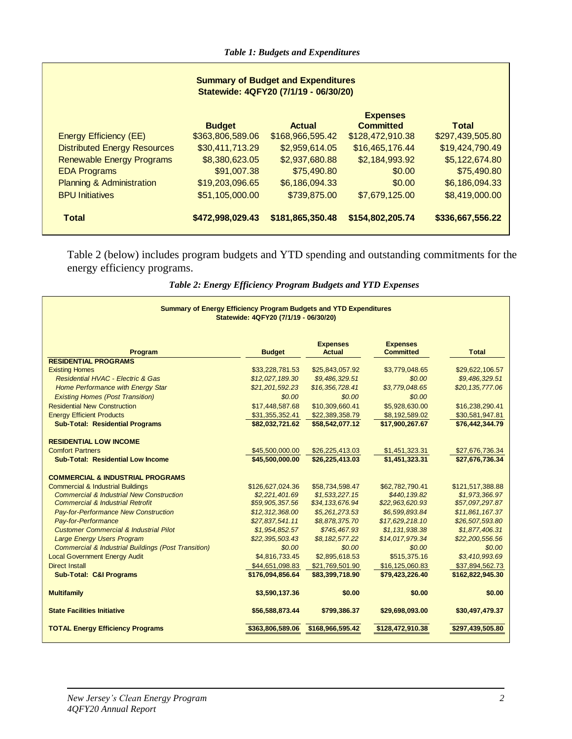*Table 1: Budgets and Expenditures*

| Summary of Budget and Expenditures Statewide: 4QFY20 (7/1/19 - 06/30/20) | | | | |
|---|---|---|---|---|
| | **Budget** | **Actual** | **Expenses Committed** | **Total** |
| Energy Efficiency (EE) | $363,806,589.06 | $168,966,595.42 | $128,472,910.38 | $297,439,505.80 |
| Distributed Energy Resources | $30,411,713.29 | $2,959,614.05 | $16,465,176.44 | $19,424,790.49 |
| Renewable Energy Programs | $8,380,623.05 | $2,937,680.88 | $2,184,993.92 | $5,122,674.80 |
| EDA Programs | $91,007.38 | $75,490.80 | $0.00 | $75,490.80 |
| Planning & Administration | $19,203,096.65 | $6,186,094.33 | $0.00 | $6,186,094.33 |
| BPU Initiatives | $51,105,000.00 | $739,875.00 | $7,679,125.00 | $8,419,000.00 |
| **Total** | **$472,998,029.43** | **$181,865,350.48** | **$154,802,205.74** | **$336,667,556.22** |

Table 2 (below) includes program budgets and YTD spending and outstanding commitments for the energy efficiency programs.

*Table 2: Energy Efficiency Program Budgets and YTD Expenses*

| Summary of Energy Efficiency Program Budgets and YTD Expenditures Statewide: 4QFY20 (7/1/19 - 06/30/20) | | | | |
|---|---|---|---|---|
| **Program** | **Budget** | **Expenses Actual** | **Expenses Committed** | **Total** |
| **RESIDENTIAL PROGRAMS** | | | | |
| Existing Homes | $33,228,781.53 | $25,843,057.92 | $3,779,048.65 | $29,622,106.57 |
| *Residential HVAC - Electric & Gas* | *$12,027,189.30* | *$9,486,329.51* | *$0.00* | *$9,486,329.51* |
| *Home Performance with Energy Star* | *$21,201,592.23* | *$16,356,728.41* | *$3,779,048.65* | *$20,135,777.06* |
| *Existing Homes (Post Transition)* | *$0.00* | *$0.00* | *$0.00* | |
| Residential New Construction | $17,448,587.68 | $10,309,660.41 | $5,928,630.00 | $16,238,290.41 |
| Energy Efficient Products | $31,355,352.41 | $22,389,358.79 | $8,192,589.02 | $30,581,947.81 |
| **Sub-Total: Residential Programs** | **$82,032,721.62** | **$58,542,077.12** | **$17,900,267.67** | **$76,442,344.79** |
| **RESIDENTIAL LOW INCOME** | | | | |
| Comfort Partners | $45,500,000.00 | $26,225,413.03 | $1,451,323.31 | $27,676,736.34 |
| **Sub-Total: Residential Low Income** | **$45,500,000.00** | **$26,225,413.03** | **$1,451,323.31** | **$27,676,736.34** |
| **COMMERCIAL & INDUSTRIAL PROGRAMS** | | | | |
| Commercial & Industrial Buildings | $126,627,024.36 | $58,734,598.47 | $62,782,790.41 | $121,517,388.88 |
| *Commercial & Industrial New Construction* | *$2,221,401.69* | *$1,533,227.15* | *$440,139.82* | *$1,973,366.97* |
| *Commercial & Industrial Retrofit* | *$59,905,357.56* | *$34,133,676.94* | *$22,963,620.93* | *$57,097,297.87* |
| *Pay-for-Performance New Construction* | *$12,312,368.00* | *$5,261,273.53* | *$6,599,893.84* | *$11,861,167.37* |
| *Pay-for-Performance* | *$27,837,541.11* | *$8,878,375.70* | *$17,629,218.10* | *$26,507,593.80* |
| *Customer Commercial & Industrial Pilot* | *$1,954,852.57* | *$745,467.93* | *$1,131,938.38* | *$1,877,406.31* |
| *Large Energy Users Program* | *$22,395,503.43* | *$8,182,577.22* | *$14,017,979.34* | *$22,200,556.56* |
| *Commercial & Industrial Buildings (Post Transition)* | *$0.00* | *$0.00* | *$0.00* | *$0.00* |
| Local Government Energy Audit | $4,816,733.45 | $2,895,618.53 | $515,375.16 | *$3,410,993.69* |
| Direct Install | $44,651,098.83 | $21,769,501.90 | $16,125,060.83 | $37,894,562.73 |
| **Sub-Total: C&I Programs** | **$176,094,856.64** | **$83,399,718.90** | **$79,423,226.40** | **$162,822,945.30** |
| **Multifamily** | **$3,590,137.36** | **$0.00** | **$0.00** | **$0.00** |
| **State Facilities Initiative** | **$56,588,873.44** | **$799,386.37** | **$29,698,093.00** | **$30,497,479.37** |
| **TOTAL Energy Efficiency Programs** | **$363,806,589.06** | **$168,966,595.42** | **$128,472,910.38** | **$297,439,505.80** |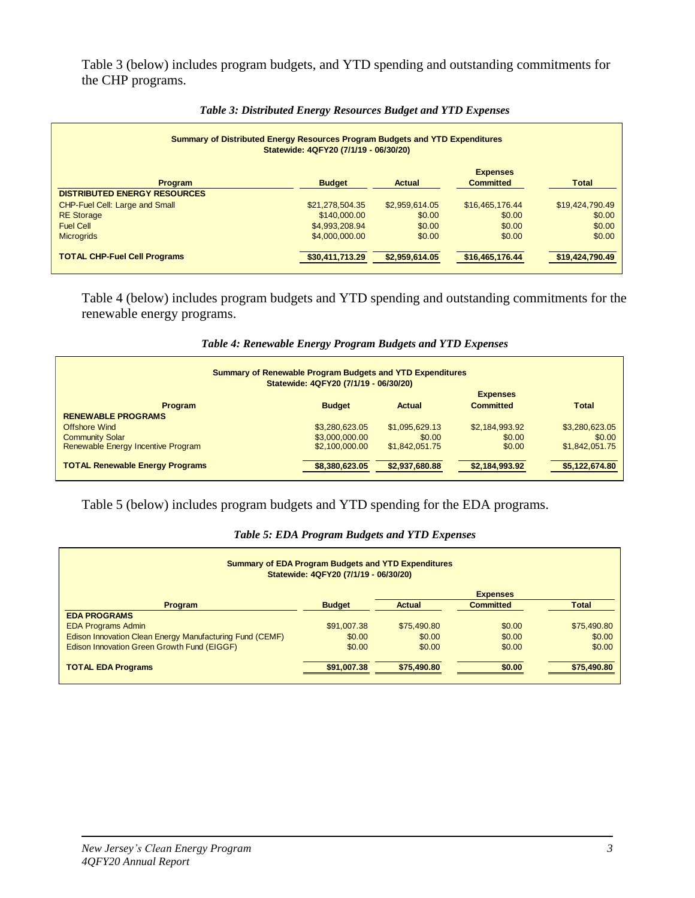Table 3 (below) includes program budgets, and YTD spending and outstanding commitments for the CHP programs.

*Table 3: Distributed Energy Resources Budget and YTD Expenses*

**Summary of Distributed Energy Resources Program Budgets and YTD Expenditures**
**Statewide: 4QFY20 (7/1/19 - 06/30/20)**

| Program | Budget | Actual | Expenses Committed | Total |
|---|---|---|---|---|
| **DISTRIBUTED ENERGY RESOURCES** | | | | |
| CHP-Fuel Cell: Large and Small | $21,278,504.35 | $2,959,614.05 | $16,465,176.44 | $19,424,790.49 |
| RE Storage | $140,000.00 | $0.00 | $0.00 | $0.00 |
| Fuel Cell | $4,993,208.94 | $0.00 | $0.00 | $0.00 |
| Microgrids | $4,000,000.00 | $0.00 | $0.00 | $0.00 |
| **TOTAL CHP-Fuel Cell Programs** | **$30,411,713.29** | **$2,959,614.05** | **$16,465,176.44** | **$19,424,790.49** |

Table 4 (below) includes program budgets and YTD spending and outstanding commitments for the renewable energy programs.

*Table 4: Renewable Energy Program Budgets and YTD Expenses*

**Summary of Renewable Program Budgets and YTD Expenditures**
**Statewide: 4QFY20 (7/1/19 - 06/30/20)**

| Program | Budget | Actual | Expenses Committed | Total |
|---|---|---|---|---|
| **RENEWABLE PROGRAMS** | | | | |
| Offshore Wind | $3,280,623.05 | $1,095,629.13 | $2,184,993.92 | $3,280,623.05 |
| Community Solar | $3,000,000.00 | $0.00 | $0.00 | $0.00 |
| Renewable Energy Incentive Program | $2,100,000.00 | $1,842,051.75 | $0.00 | $1,842,051.75 |
| **TOTAL Renewable Energy Programs** | **$8,380,623.05** | **$2,937,680.88** | **$2,184,993.92** | **$5,122,674.80** |

Table 5 (below) includes program budgets and YTD spending for the EDA programs.

*Table 5: EDA Program Budgets and YTD Expenses*

**Summary of EDA Program Budgets and YTD Expenditures**
**Statewide: 4QFY20 (7/1/19 - 06/30/20)**

| Program | Budget | Actual | Expenses Committed | Total |
|---|---|---|---|---|
| **EDA PROGRAMS** | | | | |
| EDA Programs Admin | $91,007.38 | $75,490.80 | $0.00 | $75,490.80 |
| Edison Innovation Clean Energy Manufacturing Fund (CEMF) | $0.00 | $0.00 | $0.00 | $0.00 |
| Edison Innovation Green Growth Fund (EIGGF) | $0.00 | $0.00 | $0.00 | $0.00 |
| **TOTAL EDA Programs** | **$91,007.38** | **$75,490.80** | **$0.00** | **$75,490.80** |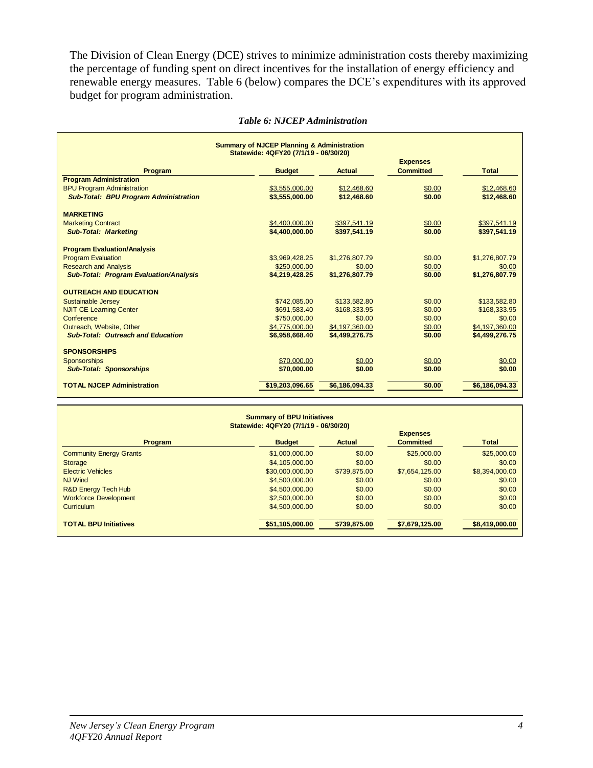The Division of Clean Energy (DCE) strives to minimize administration costs thereby maximizing the percentage of funding spent on direct incentives for the installation of energy efficiency and renewable energy measures. Table 6 (below) compares the DCE's expenditures with its approved budget for program administration.

*Table 6: NJCEP Administration*

**Summary of NJCEP Planning & Administration**
**Statewide: 4QFY20 (7/1/19 - 06/30/20)**

| Program | Budget | Actual | Expenses Committed | Total |
|---|---|---|---|---|
| **Program Administration** | | | | |
| BPU Program Administration | $3,555,000.00 | $12,468.60 | $0.00 | $12,468.60 |
| ***Sub-Total: BPU Program Administration*** | **$3,555,000.00** | **$12,468.60** | **$0.00** | **$12,468.60** |
| **MARKETING** | | | | |
| Marketing Contract | $4,400,000.00 | $397,541.19 | $0.00 | $397,541.19 |
| ***Sub-Total: Marketing*** | **$4,400,000.00** | **$397,541.19** | **$0.00** | **$397,541.19** |
| **Program Evaluation/Analysis** | | | | |
| Program Evaluation | $3,969,428.25 | $1,276,807.79 | $0.00 | $1,276,807.79 |
| Research and Analysis | $250,000.00 | $0.00 | $0.00 | $0.00 |
| ***Sub-Total: Program Evaluation/Analysis*** | **$4,219,428.25** | **$1,276,807.79** | **$0.00** | **$1,276,807.79** |
| **OUTREACH AND EDUCATION** | | | | |
| Sustainable Jersey | $742,085.00 | $133,582.80 | $0.00 | $133,582.80 |
| NJIT CE Learning Center | $691,583.40 | $168,333.95 | $0.00 | $168,333.95 |
| Conference | $750,000.00 | $0.00 | $0.00 | $0.00 |
| Outreach, Website, Other | $4,775,000.00 | $4,197,360.00 | $0.00 | $4,197,360.00 |
| ***Sub-Total: Outreach and Education*** | **$6,958,668.40** | **$4,499,276.75** | **$0.00** | **$4,499,276.75** |
| **SPONSORSHIPS** | | | | |
| Sponsorships | $70,000.00 | $0.00 | $0.00 | $0.00 |
| ***Sub-Total: Sponsorships*** | **$70,000.00** | **$0.00** | **$0.00** | **$0.00** |
| **TOTAL NJCEP Administration** | **$19,203,096.65** | **$6,186,094.33** | **$0.00** | **$6,186,094.33** |

**Summary of BPU Initiatives**
**Statewide: 4QFY20 (7/1/19 - 06/30/20)**

| Program | Budget | Actual | Expenses Committed | Total |
|---|---|---|---|---|
| Community Energy Grants | $1,000,000.00 | $0.00 | $25,000.00 | $25,000.00 |
| Storage | $4,105,000.00 | $0.00 | $0.00 | $0.00 |
| Electric Vehicles | $30,000,000.00 | $739,875.00 | $7,654,125.00 | $8,394,000.00 |
| NJ Wind | $4,500,000.00 | $0.00 | $0.00 | $0.00 |
| R&D Energy Tech Hub | $4,500,000.00 | $0.00 | $0.00 | $0.00 |
| Workforce Development | $2,500,000.00 | $0.00 | $0.00 | $0.00 |
| Curriculum | $4,500,000.00 | $0.00 | $0.00 | $0.00 |
| **TOTAL BPU Initiatives** | **$51,105,000.00** | **$739,875.00** | **$7,679,125.00** | **$8,419,000.00** |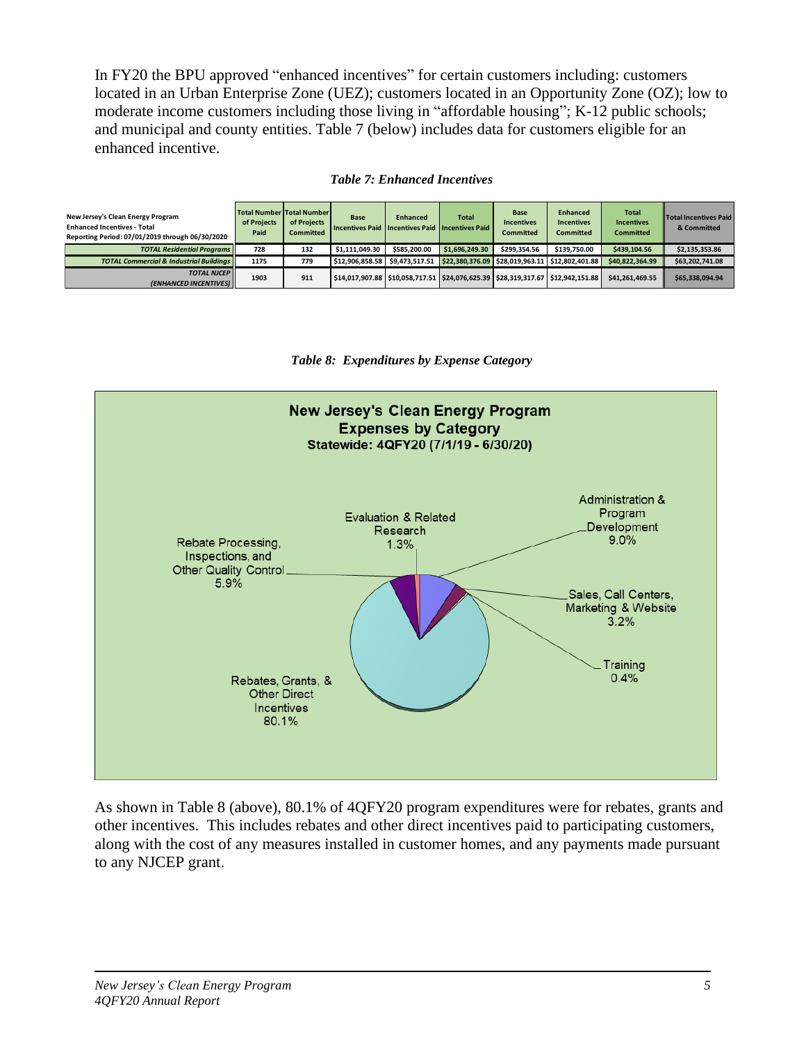In FY20 the BPU approved "enhanced incentives" for certain customers including: customers located in an Urban Enterprise Zone (UEZ); customers located in an Opportunity Zone (OZ); low to moderate income customers including those living in "affordable housing"; K-12 public schools; and municipal and county entities. Table 7 (below) includes data for customers eligible for an enhanced incentive.

*Table 7: Enhanced Incentives*

| New Jersey's Clean Energy Program<br>Enhanced Incentives - Total<br>Reporting Period: 07/01/2019 through 06/30/2020 | Total Number of Projects Paid | Total Number of Projects Committed | Base Incentives Paid | Enhanced Incentives Paid | Total Incentives Paid | Base Incentives Committed | Enhanced Incentives Committed | Total Incentives Committed | Total Incentives Paid & Committed |
|---|---|---|---|---|---|---|---|---|---|
| *TOTAL Residential Programs* | 728 | 132 | $1,111,049.30 | $585,200.00 | $1,696,249.30 | $299,354.56 | $139,750.00 | $439,104.56 | $2,135,353.86 |
| *TOTAL Commercial & Industrial Buildings* | 1175 | 779 | $12,906,858.58 | $9,473,517.51 | $22,380,376.09 | $28,019,963.11 | $12,802,401.88 | $40,822,364.99 | $63,202,741.08 |
| *TOTAL NJCEP (ENHANCED INCENTIVES)* | 1903 | 911 | $14,017,907.88 | $10,058,717.51 | $24,076,625.39 | $28,319,317.67 | $12,942,151.88 | $41,261,469.55 | $65,338,094.94 |

*Table 8: Expenditures by Expense Category*

**New Jersey's Clean Energy Program**
**Expenses by Category**
**Statewide: 4QFY20 (7/1/19 - 6/30/20)**

| Category | Percent |
|---|---|
| Rebates, Grants, & Other Direct Incentives | 80.1% |
| Rebate Processing, Inspections, and Other Quality Control | 5.9% |
| Evaluation & Related Research | 1.3% |
| Administration & Program Development | 9.0% |
| Sales, Call Centers, Marketing & Website | 3.2% |
| Training | 0.4% |

As shown in Table 8 (above), 80.1% of 4QFY20 program expenditures were for rebates, grants and other incentives. This includes rebates and other direct incentives paid to participating customers, along with the cost of any measures installed in customer homes, and any payments made pursuant to any NJCEP grant.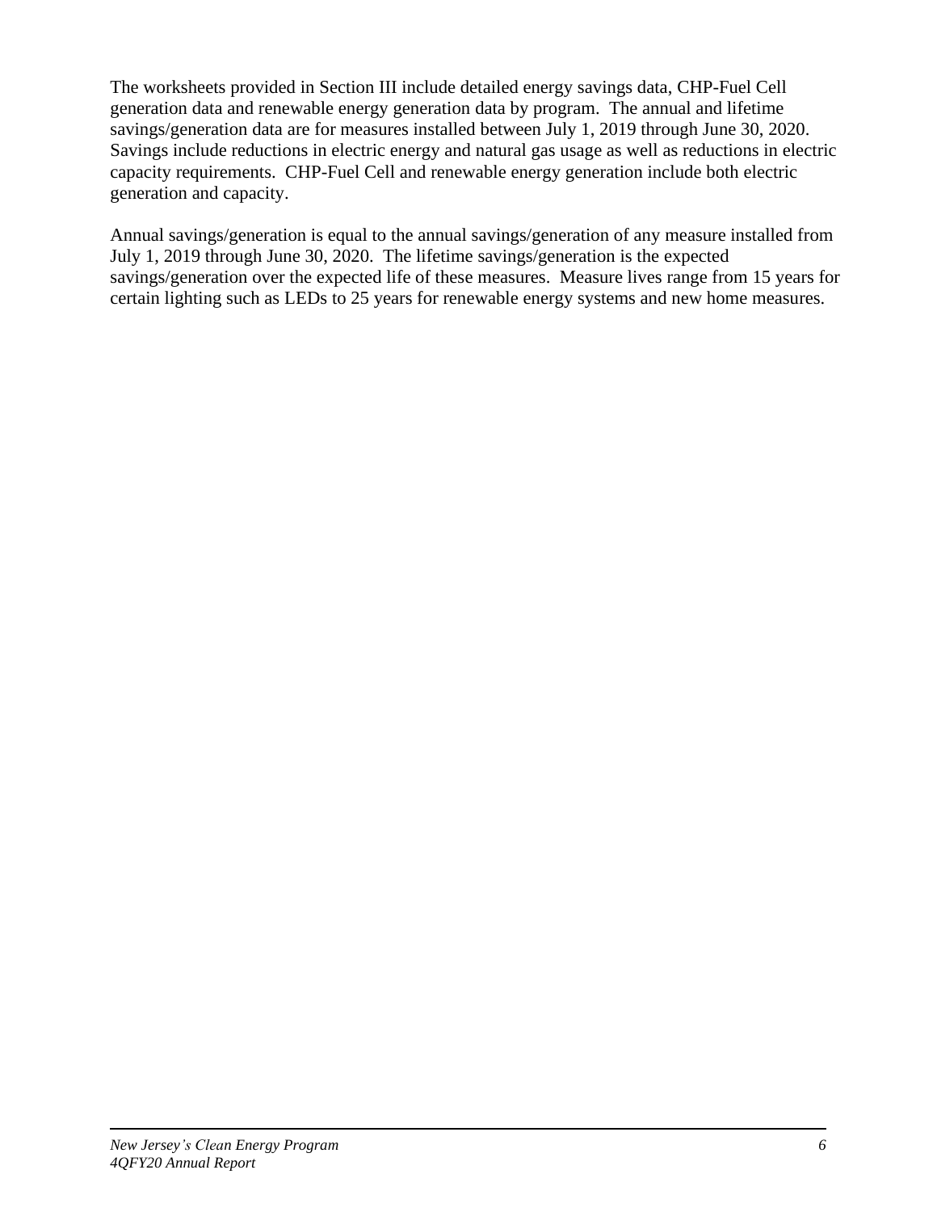The worksheets provided in Section III include detailed energy savings data, CHP-Fuel Cell generation data and renewable energy generation data by program. The annual and lifetime savings/generation data are for measures installed between July 1, 2019 through June 30, 2020. Savings include reductions in electric energy and natural gas usage as well as reductions in electric capacity requirements. CHP-Fuel Cell and renewable energy generation include both electric generation and capacity.

Annual savings/generation is equal to the annual savings/generation of any measure installed from July 1, 2019 through June 30, 2020. The lifetime savings/generation is the expected savings/generation over the expected life of these measures. Measure lives range from 15 years for certain lighting such as LEDs to 25 years for renewable energy systems and new home measures.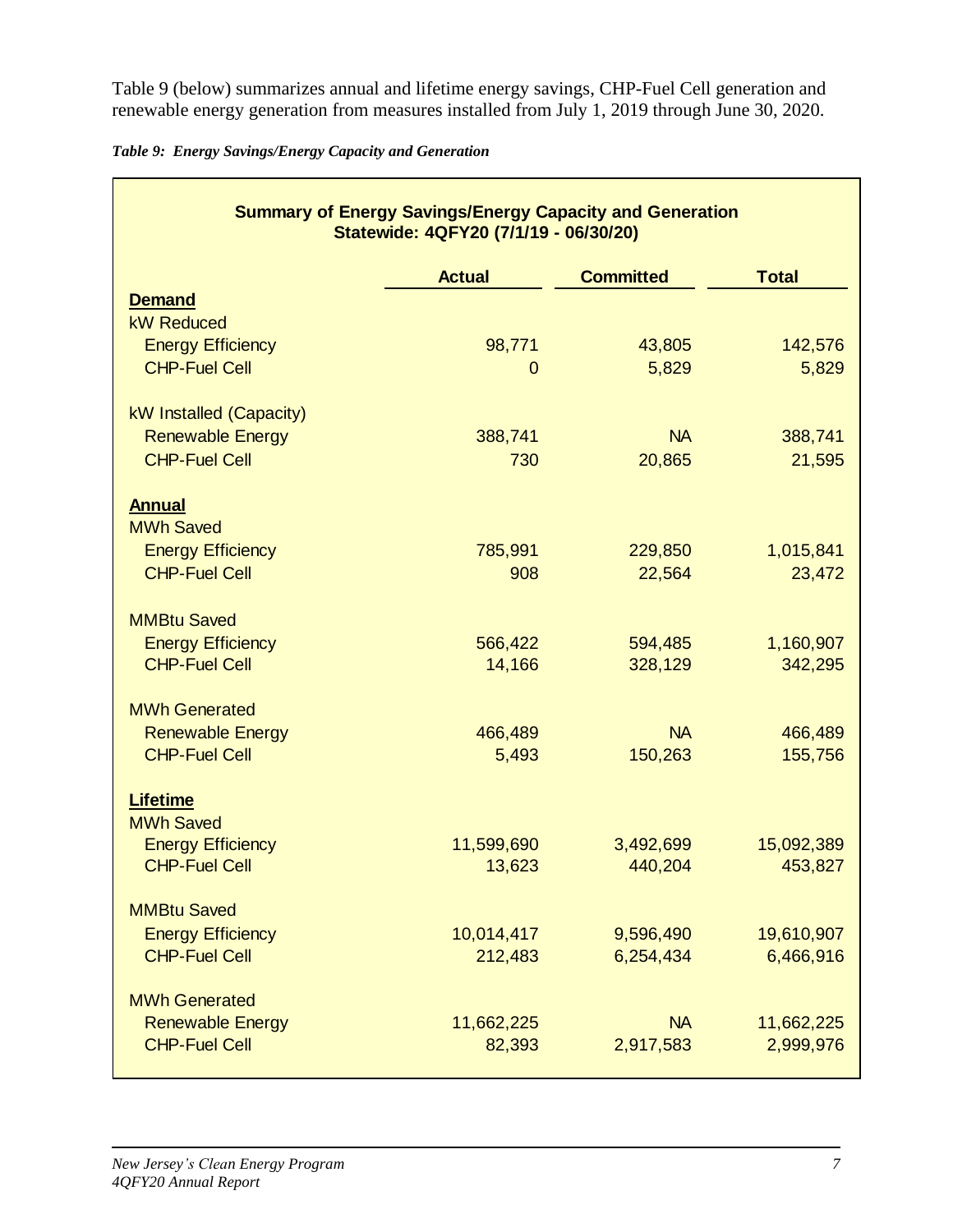Table 9 (below) summarizes annual and lifetime energy savings, CHP-Fuel Cell generation and renewable energy generation from measures installed from July 1, 2019 through June 30, 2020.

*Table 9: Energy Savings/Energy Capacity and Generation*

**Summary of Energy Savings/Energy Capacity and Generation**
**Statewide: 4QFY20 (7/1/19 - 06/30/20)**

| | Actual | Committed | Total |
|---|---|---|---|
| **Demand** | | | |
| kW Reduced | | | |
| Energy Efficiency | 98,771 | 43,805 | 142,576 |
| CHP-Fuel Cell | 0 | 5,829 | 5,829 |
| kW Installed (Capacity) | | | |
| Renewable Energy | 388,741 | NA | 388,741 |
| CHP-Fuel Cell | 730 | 20,865 | 21,595 |
| **Annual** | | | |
| MWh Saved | | | |
| Energy Efficiency | 785,991 | 229,850 | 1,015,841 |
| CHP-Fuel Cell | 908 | 22,564 | 23,472 |
| MMBtu Saved | | | |
| Energy Efficiency | 566,422 | 594,485 | 1,160,907 |
| CHP-Fuel Cell | 14,166 | 328,129 | 342,295 |
| MWh Generated | | | |
| Renewable Energy | 466,489 | NA | 466,489 |
| CHP-Fuel Cell | 5,493 | 150,263 | 155,756 |
| **Lifetime** | | | |
| MWh Saved | | | |
| Energy Efficiency | 11,599,690 | 3,492,699 | 15,092,389 |
| CHP-Fuel Cell | 13,623 | 440,204 | 453,827 |
| MMBtu Saved | | | |
| Energy Efficiency | 10,014,417 | 9,596,490 | 19,610,907 |
| CHP-Fuel Cell | 212,483 | 6,254,434 | 6,466,916 |
| MWh Generated | | | |
| Renewable Energy | 11,662,225 | NA | 11,662,225 |
| CHP-Fuel Cell | 82,393 | 2,917,583 | 2,999,976 |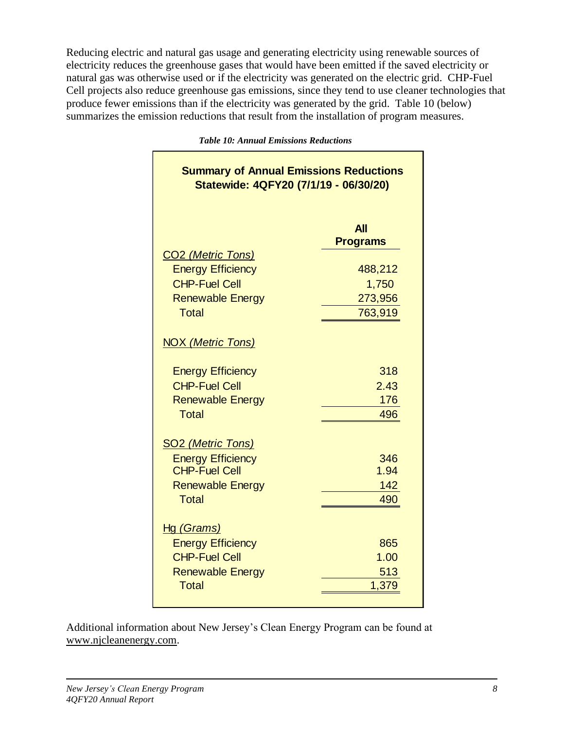Reducing electric and natural gas usage and generating electricity using renewable sources of electricity reduces the greenhouse gases that would have been emitted if the saved electricity or natural gas was otherwise used or if the electricity was generated on the electric grid. CHP-Fuel Cell projects also reduce greenhouse gas emissions, since they tend to use cleaner technologies that produce fewer emissions than if the electricity was generated by the grid. Table 10 (below) summarizes the emission reductions that result from the installation of program measures.

*Table 10: Annual Emissions Reductions*

**Summary of Annual Emissions Reductions**
**Statewide: 4QFY20 (7/1/19 - 06/30/20)**

| | All Programs |
|---|---|
| $CO_2$ *(Metric Tons)* | |
| Energy Efficiency | 488,212 |
| CHP-Fuel Cell | 1,750 |
| Renewable Energy | 273,956 |
| Total | 763,919 |
| NOX *(Metric Tons)* | |
| Energy Efficiency | 318 |
| CHP-Fuel Cell | 2.43 |
| Renewable Energy | 176 |
| Total | 496 |
| $SO_2$ *(Metric Tons)* | |
| Energy Efficiency | 346 |
| CHP-Fuel Cell | 1.94 |
| Renewable Energy | 142 |
| Total | 490 |
| Hg *(Grams)* | |
| Energy Efficiency | 865 |
| CHP-Fuel Cell | 1.00 |
| Renewable Energy | 513 |
| Total | 1,379 |

Additional information about New Jersey's Clean Energy Program can be found at www.njcleanenergy.com.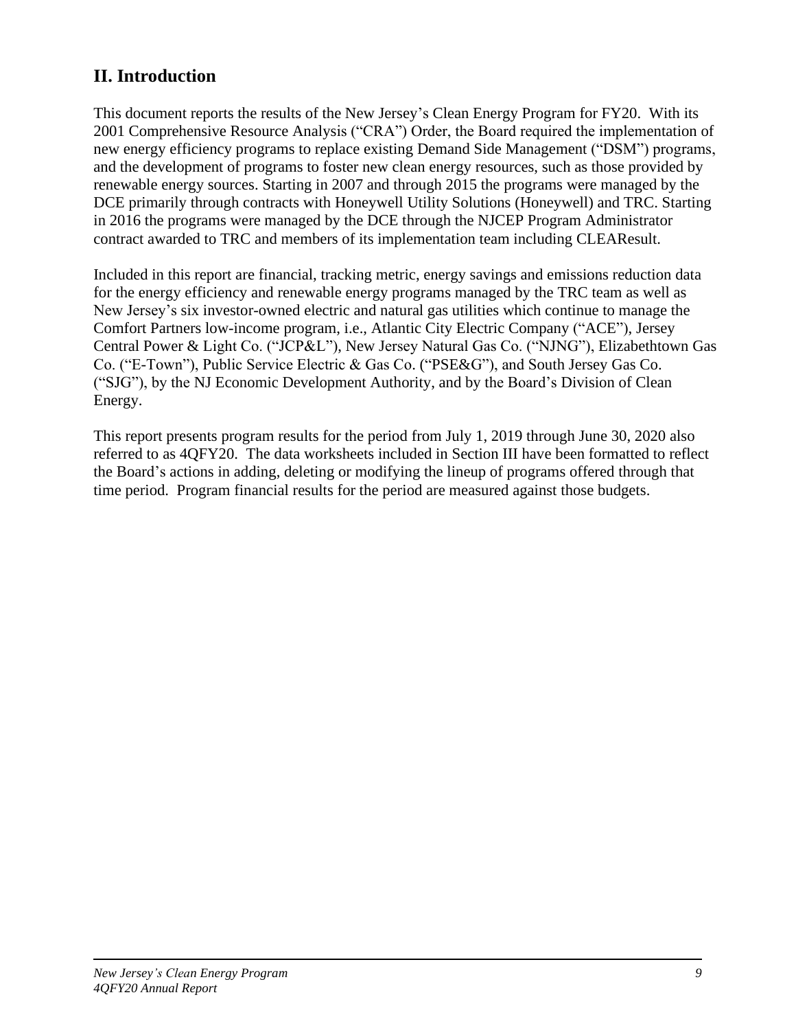## II. Introduction

This document reports the results of the New Jersey's Clean Energy Program for FY20. With its 2001 Comprehensive Resource Analysis ("CRA") Order, the Board required the implementation of new energy efficiency programs to replace existing Demand Side Management ("DSM") programs, and the development of programs to foster new clean energy resources, such as those provided by renewable energy sources. Starting in 2007 and through 2015 the programs were managed by the DCE primarily through contracts with Honeywell Utility Solutions (Honeywell) and TRC. Starting in 2016 the programs were managed by the DCE through the NJCEP Program Administrator contract awarded to TRC and members of its implementation team including CLEAResult.

Included in this report are financial, tracking metric, energy savings and emissions reduction data for the energy efficiency and renewable energy programs managed by the TRC team as well as New Jersey's six investor-owned electric and natural gas utilities which continue to manage the Comfort Partners low-income program, i.e., Atlantic City Electric Company ("ACE"), Jersey Central Power & Light Co. ("JCP&L"), New Jersey Natural Gas Co. ("NJNG"), Elizabethtown Gas Co. ("E-Town"), Public Service Electric & Gas Co. ("PSE&G"), and South Jersey Gas Co. ("SJG"), by the NJ Economic Development Authority, and by the Board's Division of Clean Energy.

This report presents program results for the period from July 1, 2019 through June 30, 2020 also referred to as 4QFY20. The data worksheets included in Section III have been formatted to reflect the Board's actions in adding, deleting or modifying the lineup of programs offered through that time period. Program financial results for the period are measured against those budgets.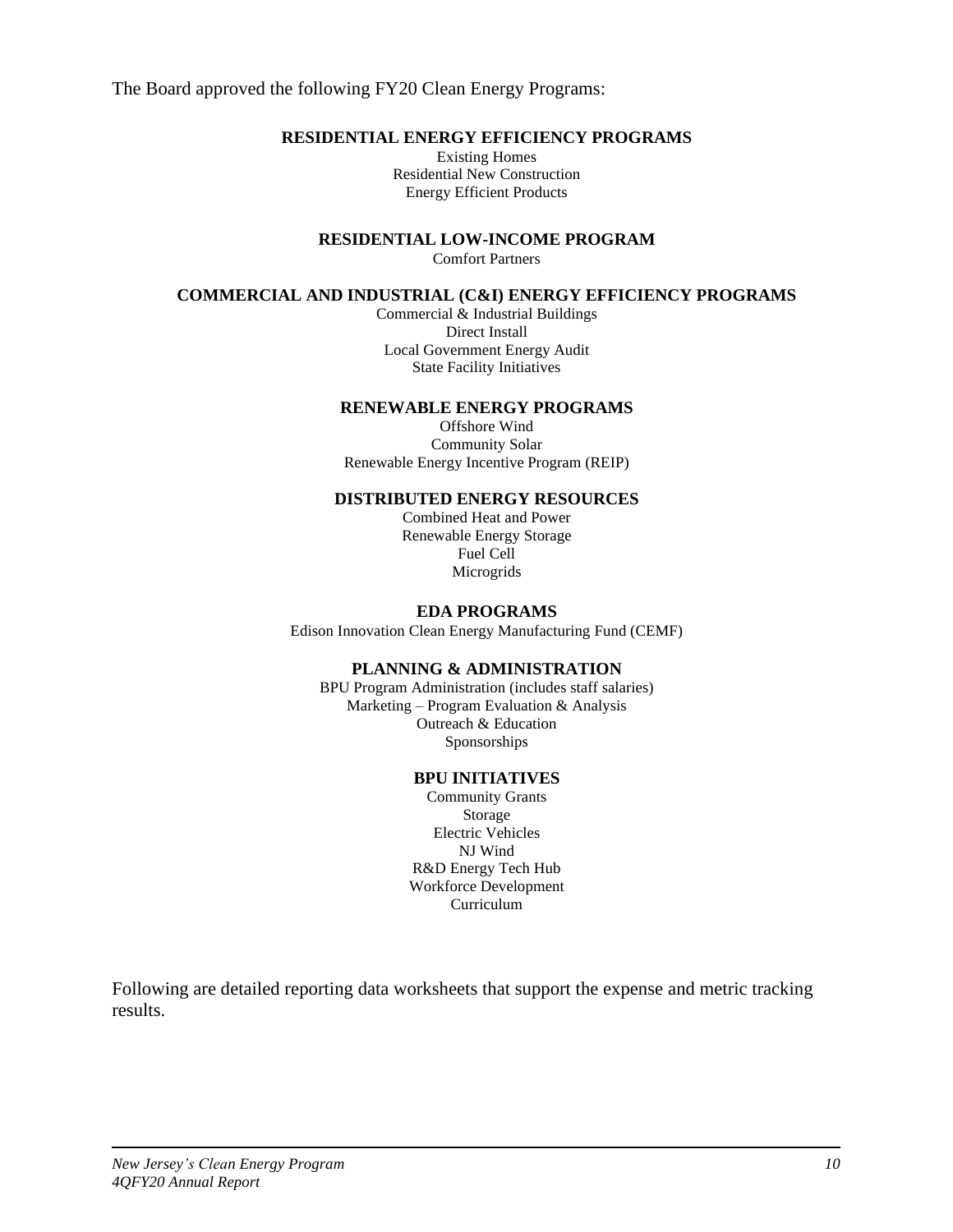The Board approved the following FY20 Clean Energy Programs:

**RESIDENTIAL ENERGY EFFICIENCY PROGRAMS**

Existing Homes
Residential New Construction
Energy Efficient Products

**RESIDENTIAL LOW-INCOME PROGRAM**

Comfort Partners

**COMMERCIAL AND INDUSTRIAL (C&I) ENERGY EFFICIENCY PROGRAMS**

Commercial & Industrial Buildings
Direct Install
Local Government Energy Audit
State Facility Initiatives

**RENEWABLE ENERGY PROGRAMS**

Offshore Wind
Community Solar
Renewable Energy Incentive Program (REIP)

**DISTRIBUTED ENERGY RESOURCES**

Combined Heat and Power
Renewable Energy Storage
Fuel Cell
Microgrids

**EDA PROGRAMS**

Edison Innovation Clean Energy Manufacturing Fund (CEMF)

**PLANNING & ADMINISTRATION**

BPU Program Administration (includes staff salaries)
Marketing – Program Evaluation & Analysis
Outreach & Education
Sponsorships

**BPU INITIATIVES**

Community Grants
Storage
Electric Vehicles
NJ Wind
R&D Energy Tech Hub
Workforce Development
Curriculum

Following are detailed reporting data worksheets that support the expense and metric tracking results.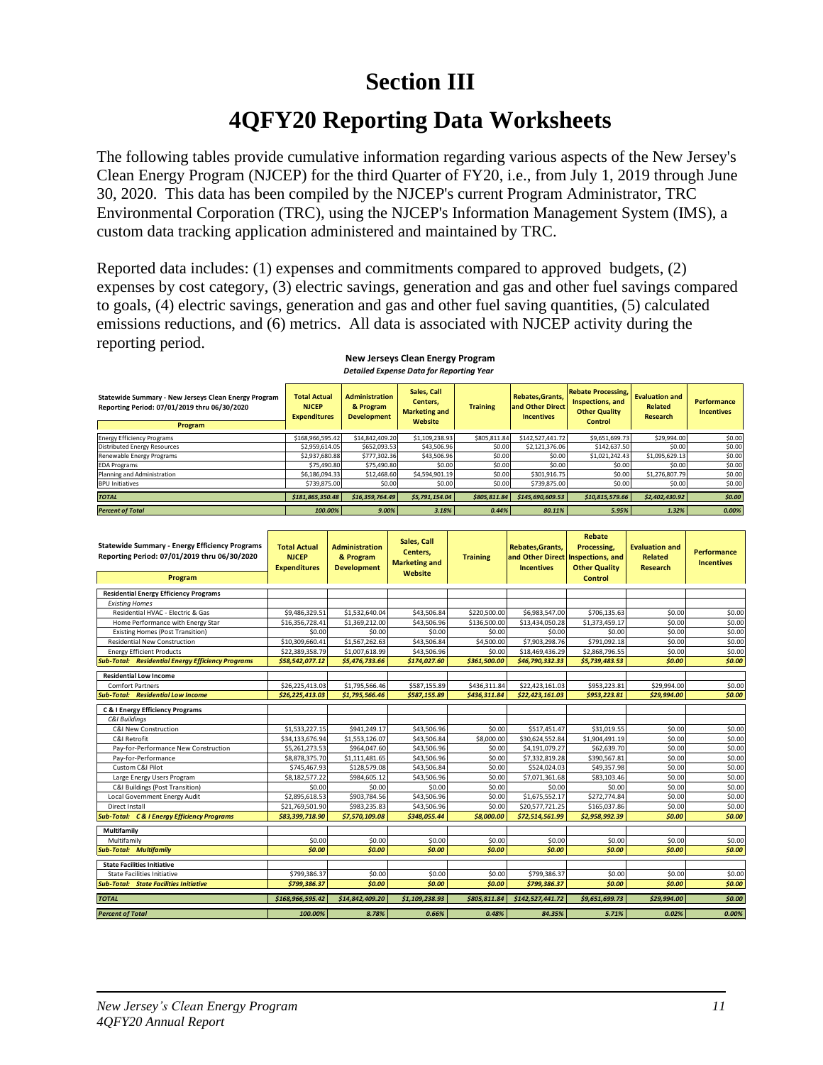# Section III

# 4QFY20 Reporting Data Worksheets

The following tables provide cumulative information regarding various aspects of the New Jersey's Clean Energy Program (NJCEP) for the third Quarter of FY20, i.e., from July 1, 2019 through June 30, 2020. This data has been compiled by the NJCEP's current Program Administrator, TRC Environmental Corporation (TRC), using the NJCEP's Information Management System (IMS), a custom data tracking application administered and maintained by TRC.

Reported data includes: (1) expenses and commitments compared to approved budgets, (2) expenses by cost category, (3) electric savings, generation and gas and other fuel savings compared to goals, (4) electric savings, generation and gas and other fuel saving quantities, (5) calculated emissions reductions, and (6) metrics. All data is associated with NJCEP activity during the reporting period.

**New Jerseys Clean Energy Program**

*Detailed Expense Data for Reporting Year*

| Statewide Summary - New Jerseys Clean Energy Program<br>Reporting Period: 07/01/2019 thru 06/30/2020<br>Program | Total Actual NJCEP Expenditures | Administration & Program Development | Sales, Call Centers, Marketing and Website | Training | Rebates,Grants, and Other Direct Incentives | Rebate Processing, Inspections, and Other Quality Control | Evaluation and Related Research | Performance Incentives |
|---|---|---|---|---|---|---|---|---|
| Energy Efficiency Programs | $168,966,595.42 | $14,842,409.20 | $1,109,238.93 | $805,811.84 | $142,527,441.72 | $9,651,699.73 | $29,994.00 | $0.00 |
| Distributed Energy Resources | $2,959,614.05 | $652,093.53 | $43,506.96 | $0.00 | $2,121,376.06 | $142,637.50 | $0.00 | $0.00 |
| Renewable Energy Programs | $2,937,680.88 | $777,302.36 | $43,506.96 | $0.00 | $0.00 | $1,021,242.43 | $1,095,629.13 | $0.00 |
| EDA Programs | $75,490.80 | $75,490.80 | $0.00 | $0.00 | $0.00 | $0.00 | $0.00 | $0.00 |
| Planning and Administration | $6,186,094.33 | $12,468.60 | $4,594,901.19 | $0.00 | $301,916.75 | $0.00 | $1,276,807.79 | $0.00 |
| BPU Initiatives | $739,875.00 | $0.00 | $0.00 | $0.00 | $739,875.00 | $0.00 | $0.00 | $0.00 |
| ***TOTAL*** | ***$181,865,350.48*** | ***$16,359,764.49*** | ***$5,791,154.04*** | ***$805,811.84*** | ***$145,690,609.53*** | ***$10,815,579.66*** | ***$2,402,430.92*** | ***$0.00*** |
| ***Percent of Total*** | ***100.00%*** | ***9.00%*** | ***3.18%*** | ***0.44%*** | ***80.11%*** | ***5.95%*** | ***1.32%*** | ***0.00%*** |

| Statewide Summary - Energy Efficiency Programs<br>Reporting Period: 07/01/2019 thru 06/30/2020<br>Program | Total Actual NJCEP Expenditures | Administration & Program Development | Sales, Call Centers, Marketing and Website | Training | Rebates,Grants, and Other Direct Incentives | Rebate Processing, Inspections, and Other Quality Control | Evaluation and Related Research | Performance Incentives |
|---|---|---|---|---|---|---|---|---|
| **Residential Energy Efficiency Programs** | | | | | | | | |
| *Existing Homes* | | | | | | | | |
| Residential HVAC - Electric & Gas | $9,486,329.51 | $1,532,640.04 | $43,506.84 | $220,500.00 | $6,983,547.00 | $706,135.63 | $0.00 | $0.00 |
| Home Performance with Energy Star | $16,356,728.41 | $1,369,212.00 | $43,506.96 | $136,500.00 | $13,434,050.28 | $1,373,459.17 | $0.00 | $0.00 |
| Existing Homes (Post Transition) | $0.00 | $0.00 | $0.00 | $0.00 | $0.00 | $0.00 | $0.00 | $0.00 |
| Residential New Construction | $10,309,660.41 | $1,567,262.63 | $43,506.84 | $4,500.00 | $7,903,298.76 | $791,092.18 | $0.00 | $0.00 |
| Energy Efficient Products | $22,389,358.79 | $1,007,618.99 | $43,506.96 | $0.00 | $18,469,436.29 | $2,868,796.55 | $0.00 | $0.00 |
| ***Sub-Total: Residential Energy Efficiency Programs*** | ***$58,542,077.12*** | ***$5,476,733.66*** | ***$174,027.60*** | ***$361,500.00*** | ***$46,790,332.33*** | ***$5,739,483.53*** | ***$0.00*** | ***$0.00*** |
| **Residential Low Income** | | | | | | | | |
| Comfort Partners | $26,225,413.03 | $1,795,566.46 | $587,155.89 | $436,311.84 | $22,423,161.03 | $953,223.81 | $29,994.00 | $0.00 |
| ***Sub-Total: Residential Low Income*** | ***$26,225,413.03*** | ***$1,795,566.46*** | ***$587,155.89*** | ***$436,311.84*** | ***$22,423,161.03*** | ***$953,223.81*** | ***$29,994.00*** | ***$0.00*** |
| **C & I Energy Efficiency Programs** | | | | | | | | |
| *C&I Buildings* | | | | | | | | |
| C&I New Construction | $1,533,227.15 | $941,249.17 | $43,506.96 | $0.00 | $517,451.47 | $31,019.55 | $0.00 | $0.00 |
| C&I Retrofit | $34,133,676.94 | $1,553,126.07 | $43,506.84 | $8,000.00 | $30,624,552.84 | $1,904,491.19 | $0.00 | $0.00 |
| Pay-for-Performance New Construction | $5,261,273.53 | $964,047.60 | $43,506.96 | $0.00 | $4,191,079.27 | $62,639.70 | $0.00 | $0.00 |
| Pay-for-Performance | $8,878,375.70 | $1,111,481.65 | $43,506.96 | $0.00 | $7,332,819.28 | $390,567.81 | $0.00 | $0.00 |
| Custom C&I Pilot | $745,467.93 | $128,579.08 | $43,506.84 | $0.00 | $524,024.03 | $49,357.98 | $0.00 | $0.00 |
| Large Energy Users Program | $8,182,577.22 | $984,605.12 | $43,506.96 | $0.00 | $7,071,361.68 | $83,103.46 | $0.00 | $0.00 |
| C&I Buildings (Post Transition) | $0.00 | $0.00 | $0.00 | $0.00 | $0.00 | $0.00 | $0.00 | $0.00 |
| Local Government Energy Audit | $2,895,618.53 | $903,784.56 | $43,506.96 | $0.00 | $1,675,552.17 | $272,774.84 | $0.00 | $0.00 |
| Direct Install | $21,769,501.90 | $983,235.83 | $43,506.96 | $0.00 | $20,577,721.25 | $165,037.86 | $0.00 | $0.00 |
| ***Sub-Total: C & I Energy Efficiency Programs*** | ***$83,399,718.90*** | ***$7,570,109.08*** | ***$348,055.44*** | ***$8,000.00*** | ***$72,514,561.99*** | ***$2,958,992.39*** | ***$0.00*** | ***$0.00*** |
| **Multifamily** | | | | | | | | |
| Multifamily | $0.00 | $0.00 | $0.00 | $0.00 | $0.00 | $0.00 | $0.00 | $0.00 |
| ***Sub-Total: Multifamily*** | ***$0.00*** | ***$0.00*** | ***$0.00*** | ***$0.00*** | ***$0.00*** | ***$0.00*** | ***$0.00*** | ***$0.00*** |
| **State Facilities Initiative** | | | | | | | | |
| State Facilities Initiative | $799,386.37 | $0.00 | $0.00 | $0.00 | $799,386.37 | $0.00 | $0.00 | $0.00 |
| ***Sub-Total: State Facilities Initiative*** | ***$799,386.37*** | ***$0.00*** | ***$0.00*** | ***$0.00*** | ***$799,386.37*** | ***$0.00*** | ***$0.00*** | ***$0.00*** |
| ***TOTAL*** | ***$168,966,595.42*** | ***$14,842,409.20*** | ***$1,109,238.93*** | ***$805,811.84*** | ***$142,527,441.72*** | ***$9,651,699.73*** | ***$29,994.00*** | ***$0.00*** |
| ***Percent of Total*** | ***100.00%*** | ***8.78%*** | ***0.66%*** | ***0.48%*** | ***84.35%*** | ***5.71%*** | ***0.02%*** | ***0.00%*** |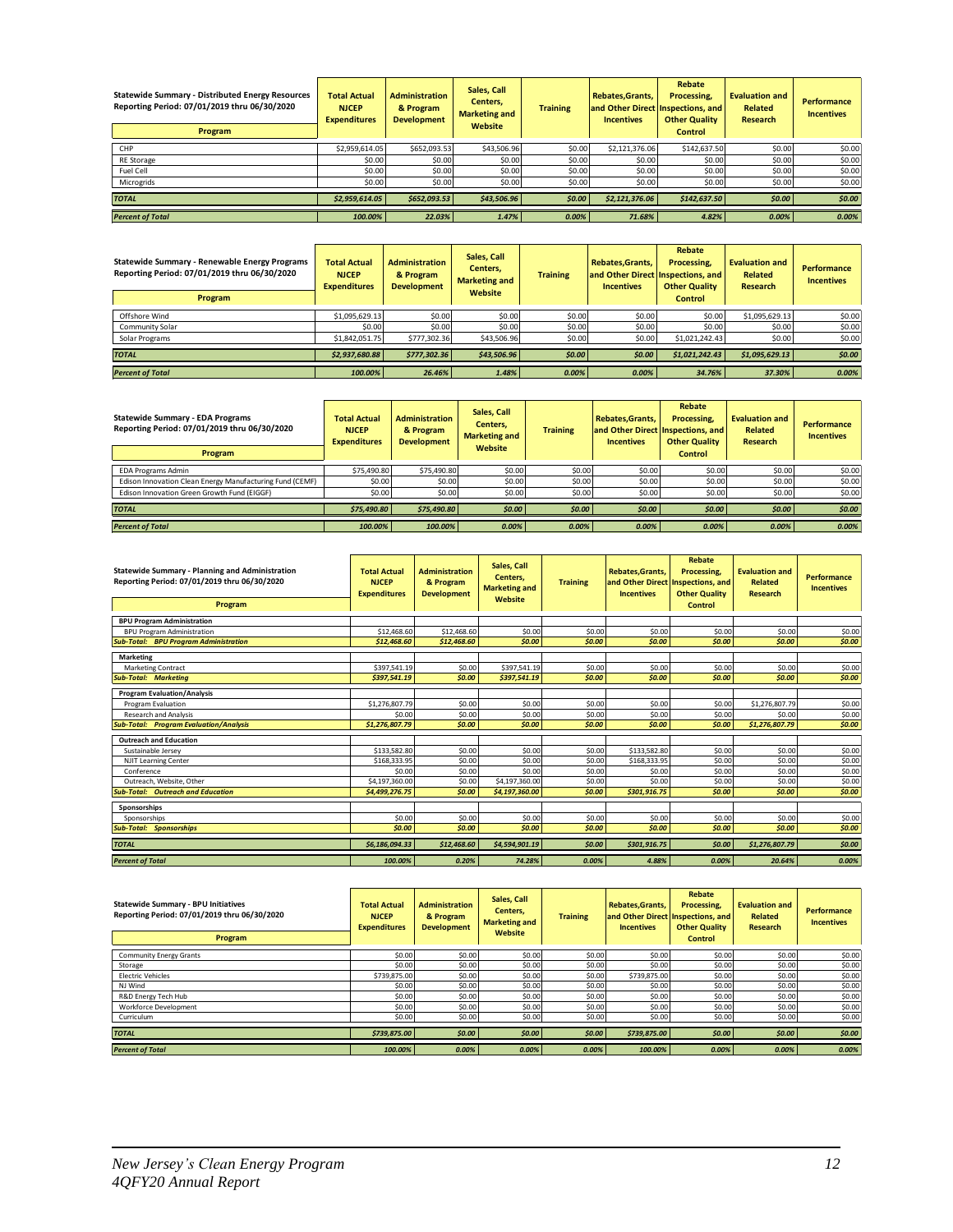| Statewide Summary - Distributed Energy Resources Reporting Period: 07/01/2019 thru 06/30/2020 Program | Total Actual NJCEP Expenditures | Administration & Program Development | Sales, Call Centers, Marketing and Website | Training | Rebates,Grants, and Other Direct Incentives | Rebate Processing, Inspections, and Other Quality Control | Evaluation and Related Research | Performance Incentives |
|---|---|---|---|---|---|---|---|---|
| CHP | $2,959,614.05 | $652,093.53 | $43,506.96 | $0.00 | $2,121,376.06 | $142,637.50 | $0.00 | $0.00 |
| RE Storage | $0.00 | $0.00 | $0.00 | $0.00 | $0.00 | $0.00 | $0.00 | $0.00 |
| Fuel Cell | $0.00 | $0.00 | $0.00 | $0.00 | $0.00 | $0.00 | $0.00 | $0.00 |
| Microgrids | $0.00 | $0.00 | $0.00 | $0.00 | $0.00 | $0.00 | $0.00 | $0.00 |
| *TOTAL* | *$2,959,614.05* | *$652,093.53* | *$43,506.96* | *$0.00* | *$2,121,376.06* | *$142,637.50* | *$0.00* | *$0.00* |
| *Percent of Total* | *100.00%* | *22.03%* | *1.47%* | *0.00%* | *71.68%* | *4.82%* | *0.00%* | *0.00%* |

| Statewide Summary - Renewable Energy Programs Reporting Period: 07/01/2019 thru 06/30/2020 Program | Total Actual NJCEP Expenditures | Administration & Program Development | Sales, Call Centers, Marketing and Website | Training | Rebates,Grants, and Other Direct Incentives | Rebate Processing, Inspections, and Other Quality Control | Evaluation and Related Research | Performance Incentives |
|---|---|---|---|---|---|---|---|---|
| Offshore Wind | $1,095,629.13 | $0.00 | $0.00 | $0.00 | $0.00 | $0.00 | $1,095,629.13 | $0.00 |
| Community Solar | $0.00 | $0.00 | $0.00 | $0.00 | $0.00 | $0.00 | $0.00 | $0.00 |
| Solar Programs | $1,842,051.75 | $777,302.36 | $43,506.96 | $0.00 | $0.00 | $1,021,242.43 | $0.00 | $0.00 |
| *TOTAL* | *$2,937,680.88* | *$777,302.36* | *$43,506.96* | *$0.00* | *$0.00* | *$1,021,242.43* | *$1,095,629.13* | *$0.00* |
| *Percent of Total* | *100.00%* | *26.46%* | *1.48%* | *0.00%* | *0.00%* | *34.76%* | *37.30%* | *0.00%* |

| Statewide Summary - EDA Programs Reporting Period: 07/01/2019 thru 06/30/2020 Program | Total Actual NJCEP Expenditures | Administration & Program Development | Sales, Call Centers, Marketing and Website | Training | Rebates,Grants, and Other Direct Incentives | Rebate Processing, Inspections, and Other Quality Control | Evaluation and Related Research | Performance Incentives |
|---|---|---|---|---|---|---|---|---|
| EDA Programs Admin | $75,490.80 | $75,490.80 | $0.00 | $0.00 | $0.00 | $0.00 | $0.00 | $0.00 |
| Edison Innovation Clean Energy Manufacturing Fund (CEMF) | $0.00 | $0.00 | $0.00 | $0.00 | $0.00 | $0.00 | $0.00 | $0.00 |
| Edison Innovation Green Growth Fund (EIGGF) | $0.00 | $0.00 | $0.00 | $0.00 | $0.00 | $0.00 | $0.00 | $0.00 |
| *TOTAL* | *$75,490.80* | *$75,490.80* | *$0.00* | *$0.00* | *$0.00* | *$0.00* | *$0.00* | *$0.00* |
| *Percent of Total* | *100.00%* | *100.00%* | *0.00%* | *0.00%* | *0.00%* | *0.00%* | *0.00%* | *0.00%* |

| Statewide Summary - Planning and Administration Reporting Period: 07/01/2019 thru 06/30/2020 Program | Total Actual NJCEP Expenditures | Administration & Program Development | Sales, Call Centers, Marketing and Website | Training | Rebates,Grants, and Other Direct Incentives | Rebate Processing, Inspections, and Other Quality Control | Evaluation and Related Research | Performance Incentives |
|---|---|---|---|---|---|---|---|---|
| **BPU Program Administration** | | | | | | | | |
| BPU Program Administration | $12,468.60 | $12,468.60 | $0.00 | $0.00 | $0.00 | $0.00 | $0.00 | $0.00 |
| *Sub-Total: BPU Program Administration* | *$12,468.60* | *$12,468.60* | *$0.00* | *$0.00* | *$0.00* | *$0.00* | *$0.00* | *$0.00* |
| **Marketing** | | | | | | | | |
| Marketing Contract | $397,541.19 | $0.00 | $397,541.19 | $0.00 | $0.00 | $0.00 | $0.00 | $0.00 |
| *Sub-Total: Marketing* | *$397,541.19* | *$0.00* | *$397,541.19* | *$0.00* | *$0.00* | *$0.00* | *$0.00* | *$0.00* |
| **Program Evaluation/Analysis** | | | | | | | | |
| Program Evaluation | $1,276,807.79 | $0.00 | $0.00 | $0.00 | $0.00 | $0.00 | $1,276,807.79 | $0.00 |
| Research and Analysis | $0.00 | $0.00 | $0.00 | $0.00 | $0.00 | $0.00 | $0.00 | $0.00 |
| *Sub-Total: Program Evaluation/Analysis* | *$1,276,807.79* | *$0.00* | *$0.00* | *$0.00* | *$0.00* | *$0.00* | *$1,276,807.79* | *$0.00* |
| **Outreach and Education** | | | | | | | | |
| Sustainable Jersey | $133,582.80 | $0.00 | $0.00 | $0.00 | $133,582.80 | $0.00 | $0.00 | $0.00 |
| NJIT Learning Center | $168,333.95 | $0.00 | $0.00 | $0.00 | $168,333.95 | $0.00 | $0.00 | $0.00 |
| Conference | $0.00 | $0.00 | $0.00 | $0.00 | $0.00 | $0.00 | $0.00 | $0.00 |
| Outreach, Website, Other | $4,197,360.00 | $0.00 | $4,197,360.00 | $0.00 | $0.00 | $0.00 | $0.00 | $0.00 |
| *Sub-Total: Outreach and Education* | *$4,499,276.75* | *$0.00* | *$4,197,360.00* | *$0.00* | *$301,916.75* | *$0.00* | *$0.00* | *$0.00* |
| **Sponsorships** | | | | | | | | |
| Sponsorships | $0.00 | $0.00 | $0.00 | $0.00 | $0.00 | $0.00 | $0.00 | $0.00 |
| *Sub-Total: Sponsorships* | *$0.00* | *$0.00* | *$0.00* | *$0.00* | *$0.00* | *$0.00* | *$0.00* | *$0.00* |
| *TOTAL* | *$6,186,094.33* | *$12,468.60* | *$4,594,901.19* | *$0.00* | *$301,916.75* | *$0.00* | *$1,276,807.79* | *$0.00* |
| *Percent of Total* | *100.00%* | *0.20%* | *74.28%* | *0.00%* | *4.88%* | *0.00%* | *20.64%* | *0.00%* |

| Statewide Summary - BPU Initiatives Reporting Period: 07/01/2019 thru 06/30/2020 Program | Total Actual NJCEP Expenditures | Administration & Program Development | Sales, Call Centers, Marketing and Website | Training | Rebates,Grants, and Other Direct Incentives | Rebate Processing, Inspections, and Other Quality Control | Evaluation and Related Research | Performance Incentives |
|---|---|---|---|---|---|---|---|---|
| Community Energy Grants | $0.00 | $0.00 | $0.00 | $0.00 | $0.00 | $0.00 | $0.00 | $0.00 |
| Storage | $0.00 | $0.00 | $0.00 | $0.00 | $0.00 | $0.00 | $0.00 | $0.00 |
| Electric Vehicles | $739,875.00 | $0.00 | $0.00 | $0.00 | $739,875.00 | $0.00 | $0.00 | $0.00 |
| NJ Wind | $0.00 | $0.00 | $0.00 | $0.00 | $0.00 | $0.00 | $0.00 | $0.00 |
| R&D Energy Tech Hub | $0.00 | $0.00 | $0.00 | $0.00 | $0.00 | $0.00 | $0.00 | $0.00 |
| Workforce Development | $0.00 | $0.00 | $0.00 | $0.00 | $0.00 | $0.00 | $0.00 | $0.00 |
| Curriculum | $0.00 | $0.00 | $0.00 | $0.00 | $0.00 | $0.00 | $0.00 | $0.00 |
| *TOTAL* | *$739,875.00* | *$0.00* | *$0.00* | *$0.00* | *$739,875.00* | *$0.00* | *$0.00* | *$0.00* |
| *Percent of Total* | *100.00%* | *0.00%* | *0.00%* | *0.00%* | *100.00%* | *0.00%* | *0.00%* | *0.00%* |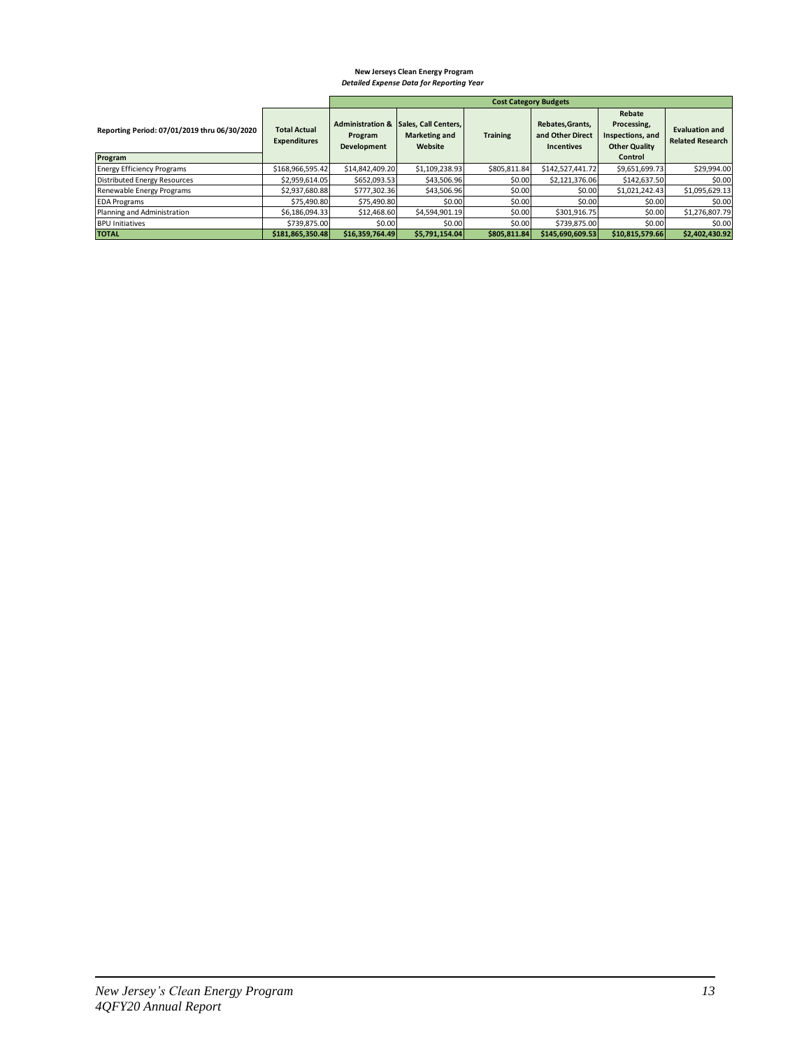**New Jerseys Clean Energy Program**

***Detailed Expense Data for Reporting Year***

| Reporting Period: 07/01/2019 thru 06/30/2020 | Total Actual Expenditures | Cost Category Budgets | | | | | |
|---|---|---|---|---|---|---|---|
| **Program** | | **Administration & Program Development** | **Sales, Call Centers, Marketing and Website** | **Training** | **Rebates,Grants, and Other Direct Incentives** | **Rebate Processing, Inspections, and Other Quality Control** | **Evaluation and Related Research** |
| Energy Efficiency Programs | $168,966,595.42 | $14,842,409.20 | $1,109,238.93 | $805,811.84 | $142,527,441.72 | $9,651,699.73 | $29,994.00 |
| Distributed Energy Resources | $2,959,614.05 | $652,093.53 | $43,506.96 | $0.00 | $2,121,376.06 | $142,637.50 | $0.00 |
| Renewable Energy Programs | $2,937,680.88 | $777,302.36 | $43,506.96 | $0.00 | $0.00 | $1,021,242.43 | $1,095,629.13 |
| EDA Programs | $75,490.80 | $75,490.80 | $0.00 | $0.00 | $0.00 | $0.00 | $0.00 |
| Planning and Administration | $6,186,094.33 | $12,468.60 | $4,594,901.19 | $0.00 | $301,916.75 | $0.00 | $1,276,807.79 |
| BPU Initiatives | $739,875.00 | $0.00 | $0.00 | $0.00 | $739,875.00 | $0.00 | $0.00 |
| **TOTAL** | **$181,865,350.48** | **$16,359,764.49** | **$5,791,154.04** | **$805,811.84** | **$145,690,609.53** | **$10,815,579.66** | **$2,402,430.92** |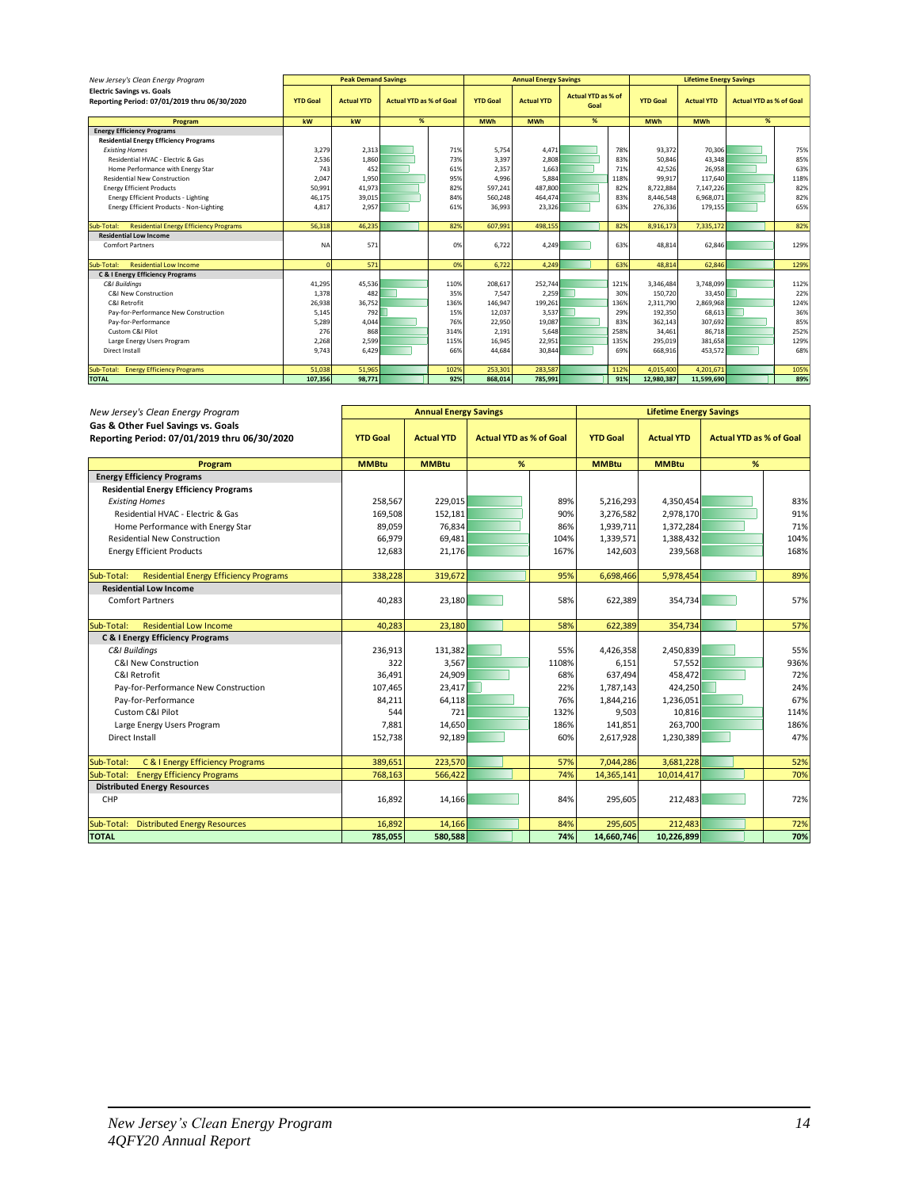| *New Jersey's Clean Energy Program*<br>**Electric Savings vs. Goals**<br>**Reporting Period: 07/01/2019 thru 06/30/2020** | **Peak Demand Savings** | | | **Annual Energy Savings** | | | **Lifetime Energy Savings** | | |
|---|---|---|---|---|---|---|---|---|---|
| | **YTD Goal** | **Actual YTD** | **Actual YTD as % of Goal** | **YTD Goal** | **Actual YTD** | **Actual YTD as % of Goal** | **YTD Goal** | **Actual YTD** | **Actual YTD as % of Goal** |
| **Program** | **kW** | **kW** | **%** | **MWh** | **MWh** | **%** | **MWh** | **MWh** | **%** |
| **Energy Efficiency Programs** | | | | | | | | | |
| **Residential Energy Efficiency Programs** | | | | | | | | | |
| *Existing Homes* | 3,279 | 2,313 | 71% | 5,754 | 4,471 | 78% | 93,372 | 70,306 | 75% |
| Residential HVAC - Electric & Gas | 2,536 | 1,860 | 73% | 3,397 | 2,808 | 83% | 50,846 | 43,348 | 85% |
| Home Performance with Energy Star | 743 | 452 | 61% | 2,357 | 1,663 | 71% | 42,526 | 26,958 | 63% |
| Residential New Construction | 2,047 | 1,950 | 95% | 4,996 | 5,884 | 118% | 99,917 | 117,640 | 118% |
| Energy Efficient Products | 50,991 | 41,973 | 82% | 597,241 | 487,800 | 82% | 8,722,884 | 7,147,226 | 82% |
| Energy Efficient Products - Lighting | 46,175 | 39,015 | 84% | 560,248 | 464,474 | 83% | 8,446,548 | 6,968,071 | 82% |
| Energy Efficient Products - Non-Lighting | 4,817 | 2,957 | 61% | 36,993 | 23,326 | 63% | 276,336 | 179,155 | 65% |
| Sub-Total: Residential Energy Efficiency Programs | 56,318 | 46,235 | 82% | 607,991 | 498,155 | 82% | 8,916,173 | 7,335,172 | 82% |
| **Residential Low Income** | | | | | | | | | |
| Comfort Partners | NA | 571 | 0% | 6,722 | 4,249 | 63% | 48,814 | 62,846 | 129% |
| Sub-Total: Residential Low Income | 0 | 571 | 0% | 6,722 | 4,249 | 63% | 48,814 | 62,846 | 129% |
| **C & I Energy Efficiency Programs** | | | | | | | | | |
| *C&I Buildings* | 41,295 | 45,536 | 110% | 208,617 | 252,744 | 121% | 3,346,484 | 3,748,099 | 112% |
| C&I New Construction | 1,378 | 482 | 35% | 7,547 | 2,259 | 30% | 150,720 | 33,450 | 22% |
| C&I Retrofit | 26,938 | 36,752 | 136% | 146,947 | 199,261 | 136% | 2,311,790 | 2,869,968 | 124% |
| Pay-for-Performance New Construction | 5,145 | 792 | 15% | 12,037 | 3,537 | 29% | 192,350 | 68,613 | 36% |
| Pay-for-Performance | 5,289 | 4,044 | 76% | 22,950 | 19,087 | 83% | 362,143 | 307,692 | 85% |
| Custom C&I Pilot | 276 | 868 | 314% | 2,191 | 5,648 | 258% | 34,461 | 86,718 | 252% |
| Large Energy Users Program | 2,268 | 2,599 | 115% | 16,945 | 22,951 | 135% | 295,019 | 381,658 | 129% |
| Direct Install | 9,743 | 6,429 | 66% | 44,684 | 30,844 | 69% | 668,916 | 453,572 | 68% |
| Sub-Total: Energy Efficiency Programs | 51,038 | 51,965 | 102% | 253,301 | 283,587 | 112% | 4,015,400 | 4,201,671 | 105% |
| **TOTAL** | **107,356** | **98,771** | **92%** | **868,014** | **785,991** | **91%** | **12,980,387** | **11,599,690** | **89%** |

| *New Jersey's Clean Energy Program*<br>**Gas & Other Fuel Savings vs. Goals**<br>**Reporting Period: 07/01/2019 thru 06/30/2020** | **Annual Energy Savings** | | | **Lifetime Energy Savings** | | |
|---|---|---|---|---|---|---|
| | **YTD Goal** | **Actual YTD** | **Actual YTD as % of Goal** | **YTD Goal** | **Actual YTD** | **Actual YTD as % of Goal** |
| **Program** | **MMBtu** | **MMBtu** | **%** | **MMBtu** | **MMBtu** | **%** |
| **Energy Efficiency Programs** | | | | | | |
| **Residential Energy Efficiency Programs** | | | | | | |
| *Existing Homes* | 258,567 | 229,015 | 89% | 5,216,293 | 4,350,454 | 83% |
| Residential HVAC - Electric & Gas | 169,508 | 152,181 | 90% | 3,276,582 | 2,978,170 | 91% |
| Home Performance with Energy Star | 89,059 | 76,834 | 86% | 1,939,711 | 1,372,284 | 71% |
| Residential New Construction | 66,979 | 69,481 | 104% | 1,339,571 | 1,388,432 | 104% |
| Energy Efficient Products | 12,683 | 21,176 | 167% | 142,603 | 239,568 | 168% |
| Sub-Total: Residential Energy Efficiency Programs | 338,228 | 319,672 | 95% | 6,698,466 | 5,978,454 | 89% |
| **Residential Low Income** | | | | | | |
| Comfort Partners | 40,283 | 23,180 | 58% | 622,389 | 354,734 | 57% |
| Sub-Total: Residential Low Income | 40,283 | 23,180 | 58% | 622,389 | 354,734 | 57% |
| **C & I Energy Efficiency Programs** | | | | | | |
| *C&I Buildings* | 236,913 | 131,382 | 55% | 4,426,358 | 2,450,839 | 55% |
| C&I New Construction | 322 | 3,567 | 1108% | 6,151 | 57,552 | 936% |
| C&I Retrofit | 36,491 | 24,909 | 68% | 637,494 | 458,472 | 72% |
| Pay-for-Performance New Construction | 107,465 | 23,417 | 22% | 1,787,143 | 424,250 | 24% |
| Pay-for-Performance | 84,211 | 64,118 | 76% | 1,844,216 | 1,236,051 | 67% |
| Custom C&I Pilot | 544 | 721 | 132% | 9,503 | 10,816 | 114% |
| Large Energy Users Program | 7,881 | 14,650 | 186% | 141,851 | 263,700 | 186% |
| Direct Install | 152,738 | 92,189 | 60% | 2,617,928 | 1,230,389 | 47% |
| Sub-Total: C & I Energy Efficiency Programs | 389,651 | 223,570 | 57% | 7,044,286 | 3,681,228 | 52% |
| Sub-Total: Energy Efficiency Programs | 768,163 | 566,422 | 74% | 14,365,141 | 10,014,417 | 70% |
| **Distributed Energy Resources** | | | | | | |
| CHP | 16,892 | 14,166 | 84% | 295,605 | 212,483 | 72% |
| Sub-Total: Distributed Energy Resources | 16,892 | 14,166 | 84% | 295,605 | 212,483 | 72% |
| **TOTAL** | **785,055** | **580,588** | **74%** | **14,660,746** | **10,226,899** | **70%** |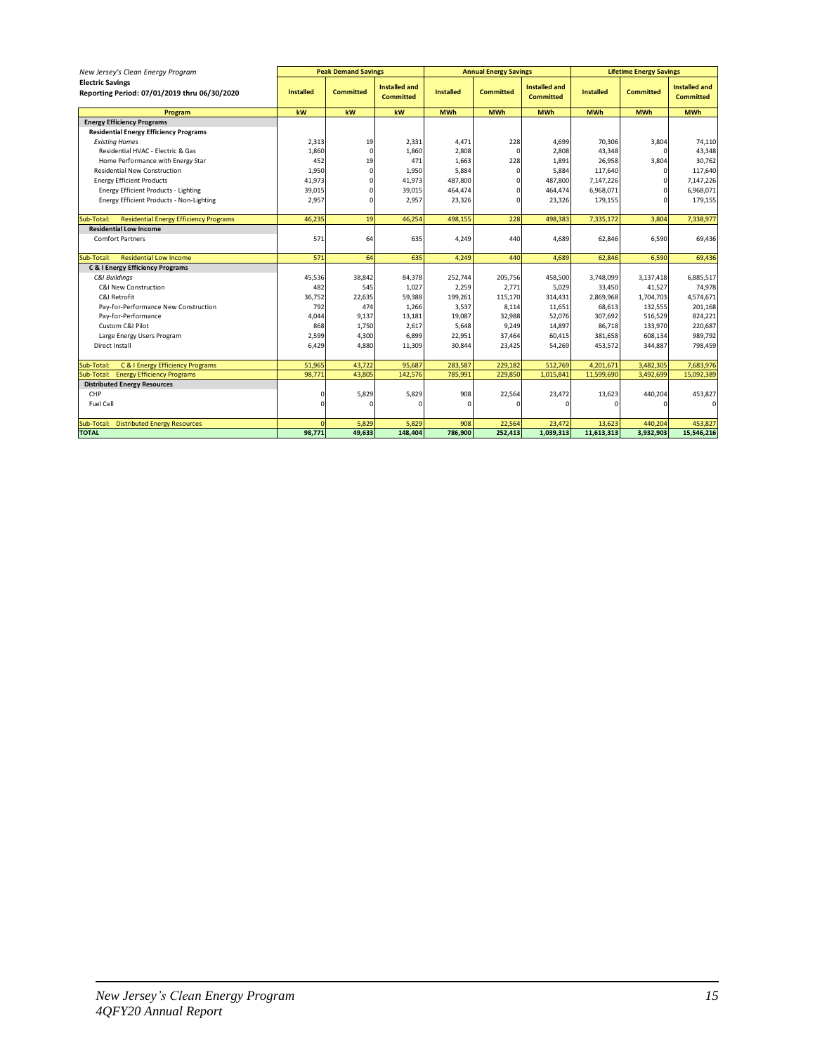| *New Jersey's Clean Energy Program*<br>**Electric Savings**<br>**Reporting Period: 07/01/2019 thru 06/30/2020** | **Peak Demand Savings** | | | **Annual Energy Savings** | | | **Lifetime Energy Savings** | | |
|---|---|---|---|---|---|---|---|---|---|
| | **Installed** | **Committed** | **Installed and Committed** | **Installed** | **Committed** | **Installed and Committed** | **Installed** | **Committed** | **Installed and Committed** |
| **Program** | **kW** | **kW** | **kW** | **MWh** | **MWh** | **MWh** | **MWh** | **MWh** | **MWh** |
| **Energy Efficiency Programs** | | | | | | | | | |
| **Residential Energy Efficiency Programs** | | | | | | | | | |
| *Existing Homes* | 2,313 | 19 | 2,331 | 4,471 | 228 | 4,699 | 70,306 | 3,804 | 74,110 |
| Residential HVAC - Electric & Gas | 1,860 | 0 | 1,860 | 2,808 | 0 | 2,808 | 43,348 | 0 | 43,348 |
| Home Performance with Energy Star | 452 | 19 | 471 | 1,663 | 228 | 1,891 | 26,958 | 3,804 | 30,762 |
| Residential New Construction | 1,950 | 0 | 1,950 | 5,884 | 0 | 5,884 | 117,640 | 0 | 117,640 |
| Energy Efficient Products | 41,973 | 0 | 41,973 | 487,800 | 0 | 487,800 | 7,147,226 | 0 | 7,147,226 |
| Energy Efficient Products - Lighting | 39,015 | 0 | 39,015 | 464,474 | 0 | 464,474 | 6,968,071 | 0 | 6,968,071 |
| Energy Efficient Products - Non-Lighting | 2,957 | 0 | 2,957 | 23,326 | 0 | 23,326 | 179,155 | 0 | 179,155 |
| Sub-Total: Residential Energy Efficiency Programs | 46,235 | 19 | 46,254 | 498,155 | 228 | 498,383 | 7,335,172 | 3,804 | 7,338,977 |
| **Residential Low Income** | | | | | | | | | |
| Comfort Partners | 571 | 64 | 635 | 4,249 | 440 | 4,689 | 62,846 | 6,590 | 69,436 |
| Sub-Total: Residential Low Income | 571 | 64 | 635 | 4,249 | 440 | 4,689 | 62,846 | 6,590 | 69,436 |
| **C & I Energy Efficiency Programs** | | | | | | | | | |
| *C&I Buildings* | 45,536 | 38,842 | 84,378 | 252,744 | 205,756 | 458,500 | 3,748,099 | 3,137,418 | 6,885,517 |
| C&I New Construction | 482 | 545 | 1,027 | 2,259 | 2,771 | 5,029 | 33,450 | 41,527 | 74,978 |
| C&I Retrofit | 36,752 | 22,635 | 59,388 | 199,261 | 115,170 | 314,431 | 2,869,968 | 1,704,703 | 4,574,671 |
| Pay-for-Performance New Construction | 792 | 474 | 1,266 | 3,537 | 8,114 | 11,651 | 68,613 | 132,555 | 201,168 |
| Pay-for-Performance | 4,044 | 9,137 | 13,181 | 19,087 | 32,988 | 52,076 | 307,692 | 516,529 | 824,221 |
| Custom C&I Pilot | 868 | 1,750 | 2,617 | 5,648 | 9,249 | 14,897 | 86,718 | 133,970 | 220,687 |
| Large Energy Users Program | 2,599 | 4,300 | 6,899 | 22,951 | 37,464 | 60,415 | 381,658 | 608,134 | 989,792 |
| Direct Install | 6,429 | 4,880 | 11,309 | 30,844 | 23,425 | 54,269 | 453,572 | 344,887 | 798,459 |
| Sub-Total: C & I Energy Efficiency Programs | 51,965 | 43,722 | 95,687 | 283,587 | 229,182 | 512,769 | 4,201,671 | 3,482,305 | 7,683,976 |
| Sub-Total: Energy Efficiency Programs | 98,771 | 43,805 | 142,576 | 785,991 | 229,850 | 1,015,841 | 11,599,690 | 3,492,699 | 15,092,389 |
| **Distributed Energy Resources** | | | | | | | | | |
| CHP | 0 | 5,829 | 5,829 | 908 | 22,564 | 23,472 | 13,623 | 440,204 | 453,827 |
| Fuel Cell | 0 | 0 | 0 | 0 | 0 | 0 | 0 | 0 | 0 |
| Sub-Total: Distributed Energy Resources | 0 | 5,829 | 5,829 | 908 | 22,564 | 23,472 | 13,623 | 440,204 | 453,827 |
| **TOTAL** | **98,771** | **49,633** | **148,404** | **786,900** | **252,413** | **1,039,313** | **11,613,313** | **3,932,903** | **15,546,216** |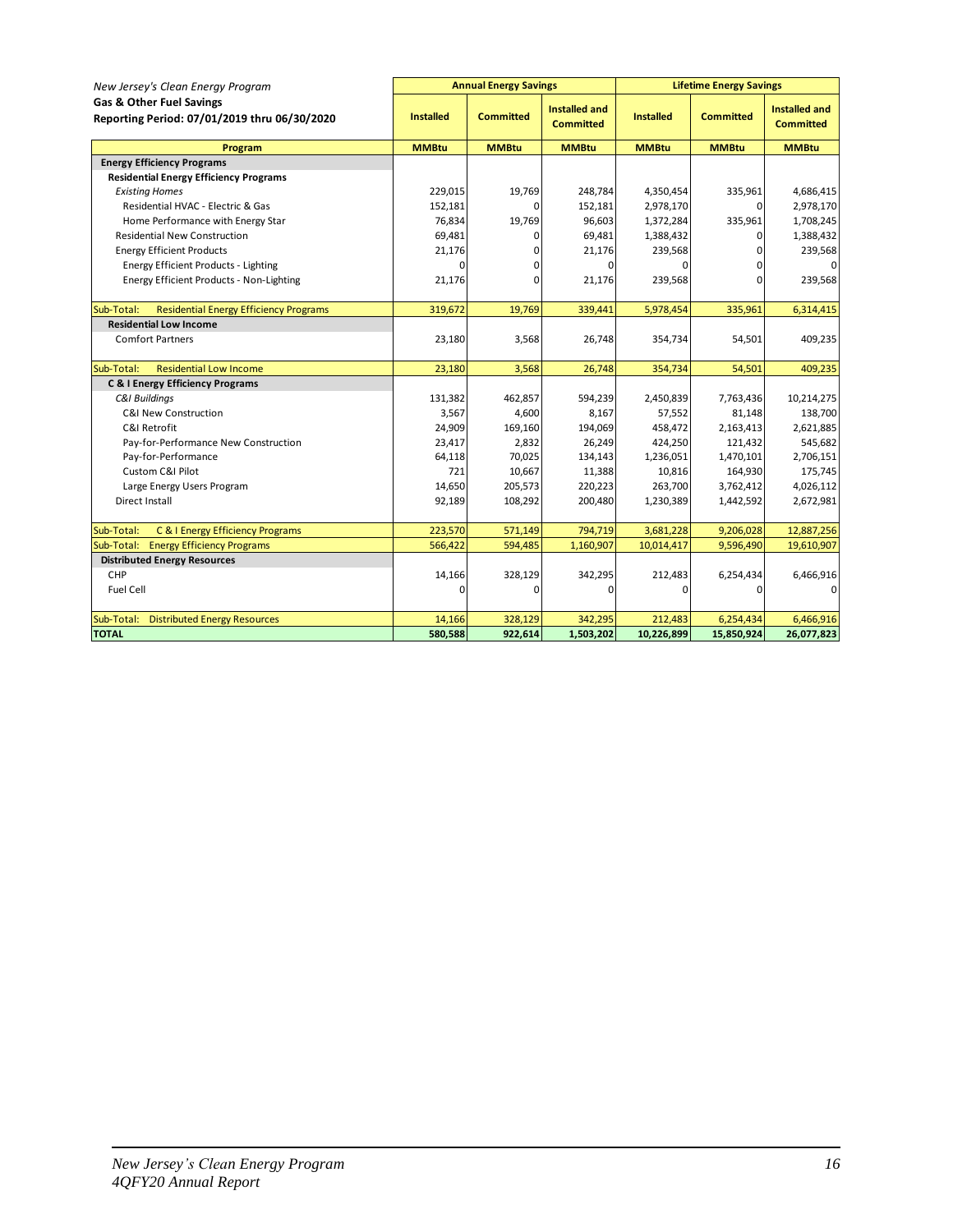*New Jersey's Clean Energy Program*

**Gas & Other Fuel Savings**

**Reporting Period: 07/01/2019 thru 06/30/2020**

| Program | Annual Energy Savings | | | Lifetime Energy Savings | | |
|---|---|---|---|---|---|---|
| | Installed | Committed | Installed and Committed | Installed | Committed | Installed and Committed |
| | MMBtu | MMBtu | MMBtu | MMBtu | MMBtu | MMBtu |
| **Energy Efficiency Programs** | | | | | | |
| **Residential Energy Efficiency Programs** | | | | | | |
| *Existing Homes* | 229,015 | 19,769 | 248,784 | 4,350,454 | 335,961 | 4,686,415 |
| Residential HVAC - Electric & Gas | 152,181 | 0 | 152,181 | 2,978,170 | 0 | 2,978,170 |
| Home Performance with Energy Star | 76,834 | 19,769 | 96,603 | 1,372,284 | 335,961 | 1,708,245 |
| Residential New Construction | 69,481 | 0 | 69,481 | 1,388,432 | 0 | 1,388,432 |
| Energy Efficient Products | 21,176 | 0 | 21,176 | 239,568 | 0 | 239,568 |
| Energy Efficient Products - Lighting | 0 | 0 | 0 | 0 | 0 | 0 |
| Energy Efficient Products - Non-Lighting | 21,176 | 0 | 21,176 | 239,568 | 0 | 239,568 |
| Sub-Total: Residential Energy Efficiency Programs | 319,672 | 19,769 | 339,441 | 5,978,454 | 335,961 | 6,314,415 |
| **Residential Low Income** | | | | | | |
| Comfort Partners | 23,180 | 3,568 | 26,748 | 354,734 | 54,501 | 409,235 |
| Sub-Total: Residential Low Income | 23,180 | 3,568 | 26,748 | 354,734 | 54,501 | 409,235 |
| **C & I Energy Efficiency Programs** | | | | | | |
| *C&I Buildings* | 131,382 | 462,857 | 594,239 | 2,450,839 | 7,763,436 | 10,214,275 |
| C&I New Construction | 3,567 | 4,600 | 8,167 | 57,552 | 81,148 | 138,700 |
| C&I Retrofit | 24,909 | 169,160 | 194,069 | 458,472 | 2,163,413 | 2,621,885 |
| Pay-for-Performance New Construction | 23,417 | 2,832 | 26,249 | 424,250 | 121,432 | 545,682 |
| Pay-for-Performance | 64,118 | 70,025 | 134,143 | 1,236,051 | 1,470,101 | 2,706,151 |
| Custom C&I Pilot | 721 | 10,667 | 11,388 | 10,816 | 164,930 | 175,745 |
| Large Energy Users Program | 14,650 | 205,573 | 220,223 | 263,700 | 3,762,412 | 4,026,112 |
| Direct Install | 92,189 | 108,292 | 200,480 | 1,230,389 | 1,442,592 | 2,672,981 |
| Sub-Total: C & I Energy Efficiency Programs | 223,570 | 571,149 | 794,719 | 3,681,228 | 9,206,028 | 12,887,256 |
| Sub-Total: Energy Efficiency Programs | 566,422 | 594,485 | 1,160,907 | 10,014,417 | 9,596,490 | 19,610,907 |
| **Distributed Energy Resources** | | | | | | |
| CHP | 14,166 | 328,129 | 342,295 | 212,483 | 6,254,434 | 6,466,916 |
| Fuel Cell | 0 | 0 | 0 | 0 | 0 | 0 |
| Sub-Total: Distributed Energy Resources | 14,166 | 328,129 | 342,295 | 212,483 | 6,254,434 | 6,466,916 |
| **TOTAL** | **580,588** | **922,614** | **1,503,202** | **10,226,899** | **15,850,924** | **26,077,823** |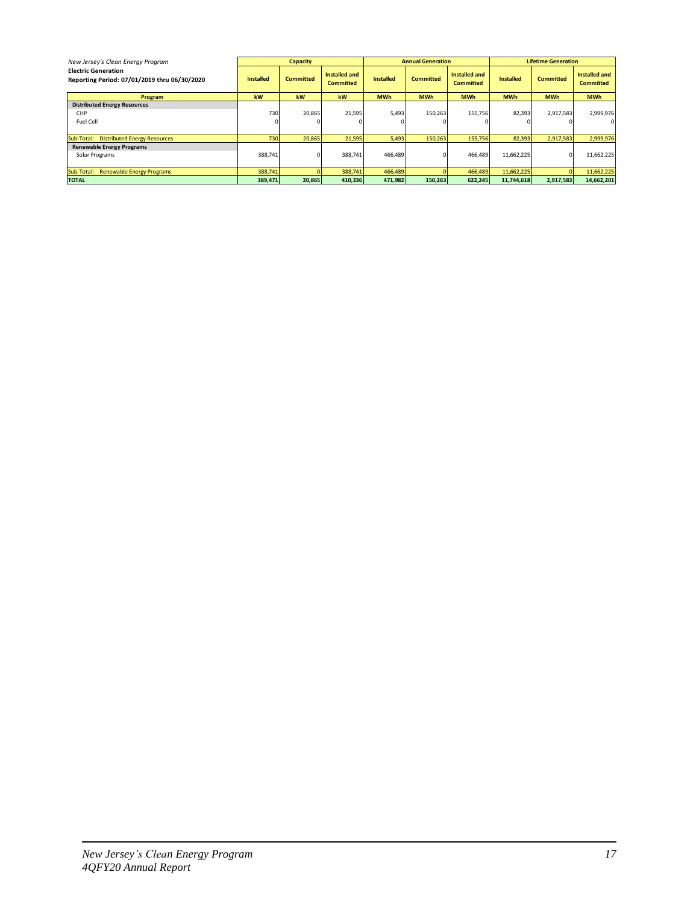| *New Jersey's Clean Energy Program* **Electric Generation** **Reporting Period: 07/01/2019 thru 06/30/2020** | Capacity | | | Annual Generation | | | Lifetime Generation | | |
|---|---|---|---|---|---|---|---|---|---|
| | Installed | Committed | Installed and Committed | Installed | Committed | Installed and Committed | Installed | Committed | Installed and Committed |
| **Program** | **kW** | **kW** | **kW** | **MWh** | **MWh** | **MWh** | **MWh** | **MWh** | **MWh** |
| **Distributed Energy Resources** | | | | | | | | | |
| CHP | 730 | 20,865 | 21,595 | 5,493 | 150,263 | 155,756 | 82,393 | 2,917,583 | 2,999,976 |
| Fuel Cell | 0 | 0 | 0 | 0 | 0 | 0 | 0 | 0 | 0 |
| Sub-Total: Distributed Energy Resources | 730 | 20,865 | 21,595 | 5,493 | 150,263 | 155,756 | 82,393 | 2,917,583 | 2,999,976 |
| **Renewable Energy Programs** | | | | | | | | | |
| Solar Programs | 388,741 | 0 | 388,741 | 466,489 | 0 | 466,489 | 11,662,225 | 0 | 11,662,225 |
| Sub-Total: Renewable Energy Programs | 388,741 | 0 | 388,741 | 466,489 | 0 | 466,489 | 11,662,225 | 0 | 11,662,225 |
| **TOTAL** | **389,471** | **20,865** | **410,336** | **471,982** | **150,263** | **622,245** | **11,744,618** | **2,917,583** | **14,662,201** |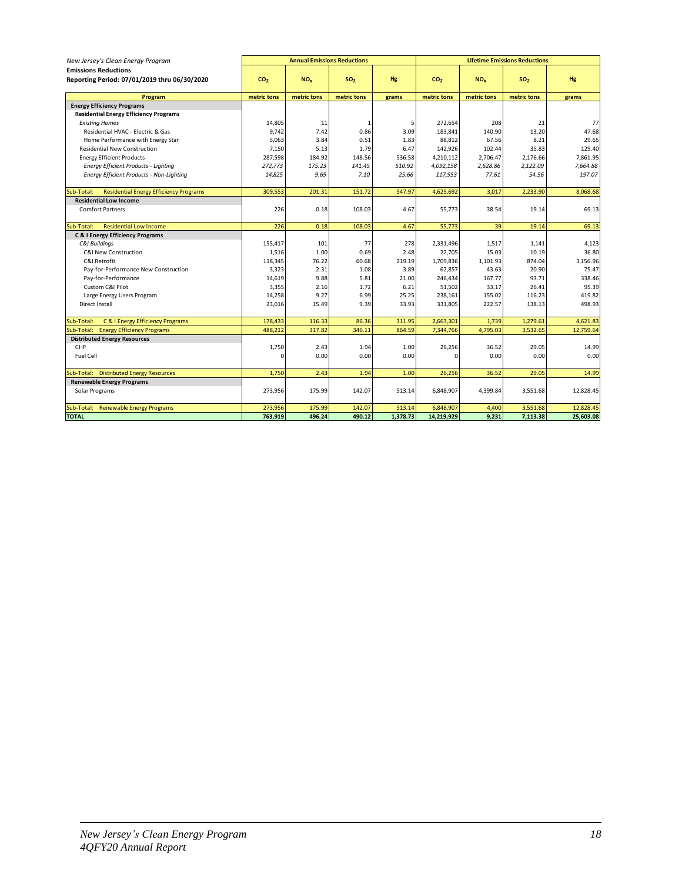*New Jersey's Clean Energy Program*

**Emissions Reductions**

**Reporting Period: 07/01/2019 thru 06/30/2020**

| | Annual Emissions Reductions | | | | Lifetime Emissions Reductions | | | |
|---|---|---|---|---|---|---|---|---|
| | $CO_2$ | $NO_x$ | $SO_2$ | Hg | $CO_2$ | $NO_x$ | $SO_2$ | Hg |
| **Program** | metric tons | metric tons | metric tons | grams | metric tons | metric tons | metric tons | grams |
| **Energy Efficiency Programs** | | | | | | | | |
| **Residential Energy Efficiency Programs** | | | | | | | | |
| *Existing Homes* | 14,805 | 11 | 1 | 5 | 272,654 | 208 | 21 | 77 |
| Residential HVAC - Electric & Gas | 9,742 | 7.42 | 0.86 | 3.09 | 183,841 | 140.90 | 13.20 | 47.68 |
| Home Performance with Energy Star | 5,063 | 3.84 | 0.51 | 1.83 | 88,812 | 67.56 | 8.21 | 29.65 |
| Residential New Construction | 7,150 | 5.13 | 1.79 | 6.47 | 142,926 | 102.44 | 35.83 | 129.40 |
| Energy Efficient Products | 287,598 | 184.92 | 148.56 | 536.58 | 4,210,112 | 2,706.47 | 2,176.66 | 7,861.95 |
| *Energy Efficient Products - Lighting* | *272,773* | *175.23* | *141.45* | *510.92* | *4,092,158* | *2,628.86* | *2,122.09* | *7,664.88* |
| *Energy Efficient Products - Non-Lighting* | *14,825* | *9.69* | *7.10* | *25.66* | *117,953* | *77.61* | *54.56* | *197.07* |
| Sub-Total: Residential Energy Efficiency Programs | 309,553 | 201.31 | 151.72 | 547.97 | 4,625,692 | 3,017 | 2,233.90 | 8,068.68 |
| **Residential Low Income** | | | | | | | | |
| Comfort Partners | 226 | 0.18 | 108.03 | 4.67 | 55,773 | 38.54 | 19.14 | 69.13 |
| Sub-Total: Residential Low Income | 226 | 0.18 | 108.03 | 4.67 | 55,773 | 39 | 19.14 | 69.13 |
| **C & I Energy Efficiency Programs** | | | | | | | | |
| *C&I Buildings* | 155,417 | 101 | 77 | 278 | 2,331,496 | 1,517 | 1,141 | 4,123 |
| C&I New Construction | 1,516 | 1.00 | 0.69 | 2.48 | 22,705 | 15.03 | 10.19 | 36.80 |
| C&I Retrofit | 118,345 | 76.22 | 60.68 | 219.19 | 1,709,836 | 1,101.93 | 874.04 | 3,156.96 |
| Pay-for-Performance New Construction | 3,323 | 2.31 | 1.08 | 3.89 | 62,857 | 43.63 | 20.90 | 75.47 |
| Pay-for-Performance | 14,619 | 9.88 | 5.81 | 21.00 | 246,434 | 167.77 | 93.71 | 338.46 |
| Custom C&I Pilot | 3,355 | 2.16 | 1.72 | 6.21 | 51,502 | 33.17 | 26.41 | 95.39 |
| Large Energy Users Program | 14,258 | 9.27 | 6.99 | 25.25 | 238,161 | 155.02 | 116.23 | 419.82 |
| Direct Install | 23,016 | 15.49 | 9.39 | 33.93 | 331,805 | 222.57 | 138.13 | 498.93 |
| Sub-Total: C & I Energy Efficiency Programs | 178,433 | 116.33 | 86.36 | 311.95 | 2,663,301 | 1,739 | 1,279.61 | 4,621.83 |
| Sub-Total: Energy Efficiency Programs | 488,212 | 317.82 | 346.11 | 864.59 | 7,344,766 | 4,795.03 | 3,532.65 | 12,759.64 |
| **Distributed Energy Resources** | | | | | | | | |
| CHP | 1,750 | 2.43 | 1.94 | 1.00 | 26,256 | 36.52 | 29.05 | 14.99 |
| Fuel Cell | 0 | 0.00 | 0.00 | 0.00 | 0 | 0.00 | 0.00 | 0.00 |
| Sub-Total: Distributed Energy Resources | 1,750 | 2.43 | 1.94 | 1.00 | 26,256 | 36.52 | 29.05 | 14.99 |
| **Renewable Energy Programs** | | | | | | | | |
| Solar Programs | 273,956 | 175.99 | 142.07 | 513.14 | 6,848,907 | 4,399.84 | 3,551.68 | 12,828.45 |
| Sub-Total: Renewable Energy Programs | 273,956 | 175.99 | 142.07 | 513.14 | 6,848,907 | 4,400 | 3,551.68 | 12,828.45 |
| **TOTAL** | **763,919** | **496.24** | **490.12** | **1,378.73** | **14,219,929** | **9,231** | **7,113.38** | **25,603.08** |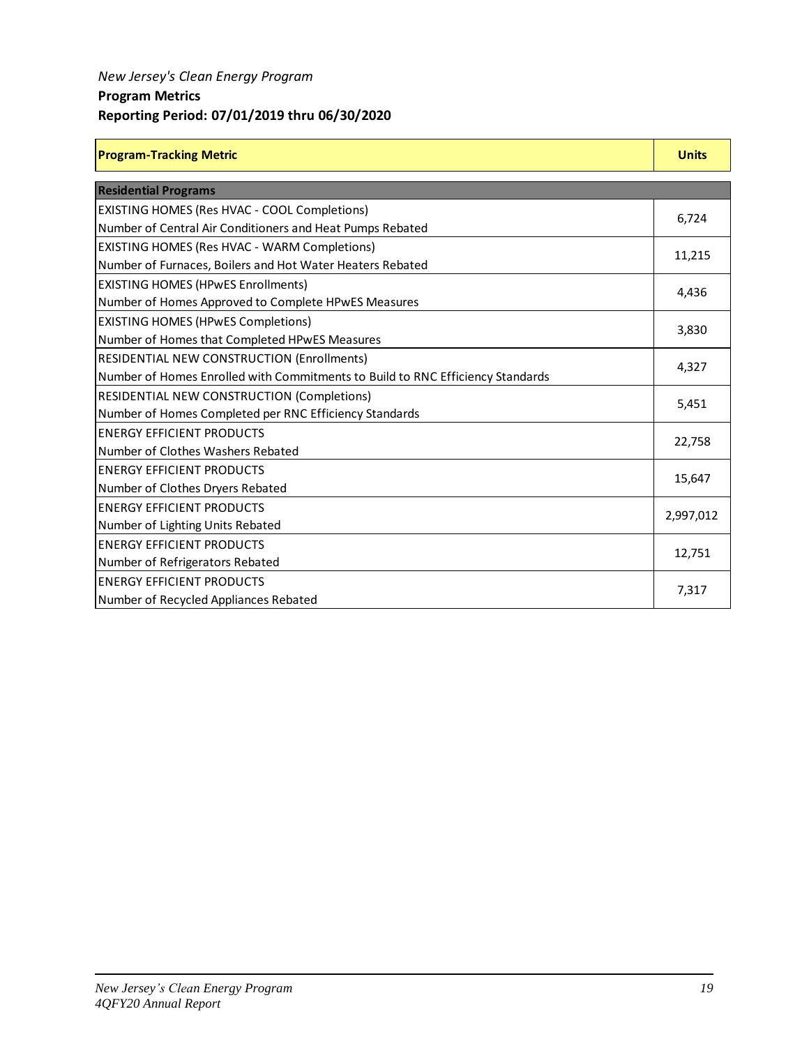*New Jersey's Clean Energy Program*

**Program Metrics**

**Reporting Period: 07/01/2019 thru 06/30/2020**

| Program-Tracking Metric | Units |
|---|---|
| **Residential Programs** | |
| EXISTING HOMES (Res HVAC - COOL Completions)<br>Number of Central Air Conditioners and Heat Pumps Rebated | 6,724 |
| EXISTING HOMES (Res HVAC - WARM Completions)<br>Number of Furnaces, Boilers and Hot Water Heaters Rebated | 11,215 |
| EXISTING HOMES (HPwES Enrollments)<br>Number of Homes Approved to Complete HPwES Measures | 4,436 |
| EXISTING HOMES (HPwES Completions)<br>Number of Homes that Completed HPwES Measures | 3,830 |
| RESIDENTIAL NEW CONSTRUCTION (Enrollments)<br>Number of Homes Enrolled with Commitments to Build to RNC Efficiency Standards | 4,327 |
| RESIDENTIAL NEW CONSTRUCTION (Completions)<br>Number of Homes Completed per RNC Efficiency Standards | 5,451 |
| ENERGY EFFICIENT PRODUCTS<br>Number of Clothes Washers Rebated | 22,758 |
| ENERGY EFFICIENT PRODUCTS<br>Number of Clothes Dryers Rebated | 15,647 |
| ENERGY EFFICIENT PRODUCTS<br>Number of Lighting Units Rebated | 2,997,012 |
| ENERGY EFFICIENT PRODUCTS<br>Number of Refrigerators Rebated | 12,751 |
| ENERGY EFFICIENT PRODUCTS<br>Number of Recycled Appliances Rebated | 7,317 |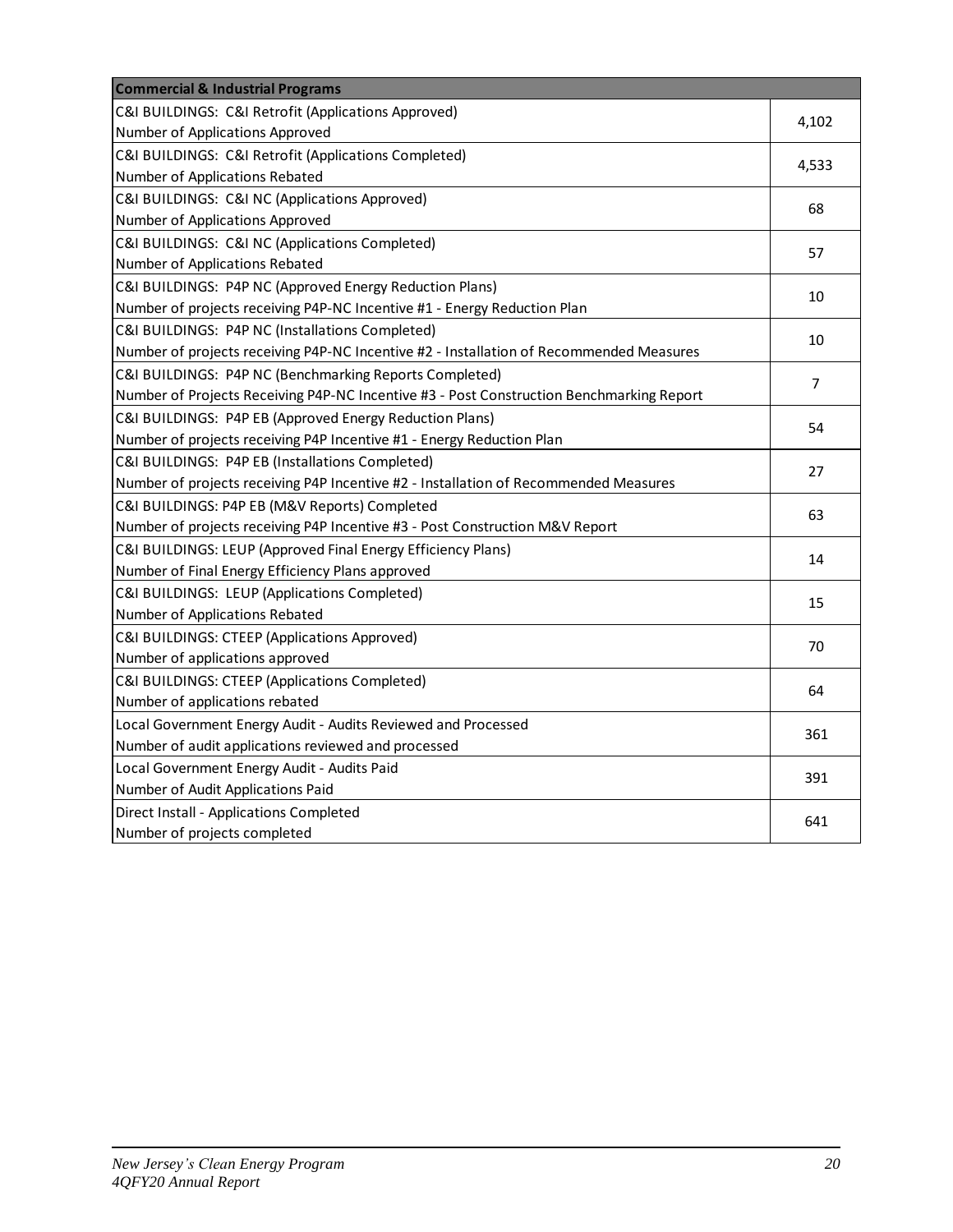| Commercial & Industrial Programs | |
|---|---|
| C&I BUILDINGS: C&I Retrofit (Applications Approved)<br>Number of Applications Approved | 4,102 |
| C&I BUILDINGS: C&I Retrofit (Applications Completed)<br>Number of Applications Rebated | 4,533 |
| C&I BUILDINGS: C&I NC (Applications Approved)<br>Number of Applications Approved | 68 |
| C&I BUILDINGS: C&I NC (Applications Completed)<br>Number of Applications Rebated | 57 |
| C&I BUILDINGS: P4P NC (Approved Energy Reduction Plans)<br>Number of projects receiving P4P-NC Incentive #1 - Energy Reduction Plan | 10 |
| C&I BUILDINGS: P4P NC (Installations Completed)<br>Number of projects receiving P4P-NC Incentive #2 - Installation of Recommended Measures | 10 |
| C&I BUILDINGS: P4P NC (Benchmarking Reports Completed)<br>Number of Projects Receiving P4P-NC Incentive #3 - Post Construction Benchmarking Report | 7 |
| C&I BUILDINGS: P4P EB (Approved Energy Reduction Plans)<br>Number of projects receiving P4P Incentive #1 - Energy Reduction Plan | 54 |
| C&I BUILDINGS: P4P EB (Installations Completed)<br>Number of projects receiving P4P Incentive #2 - Installation of Recommended Measures | 27 |
| C&I BUILDINGS: P4P EB (M&V Reports) Completed<br>Number of projects receiving P4P Incentive #3 - Post Construction M&V Report | 63 |
| C&I BUILDINGS: LEUP (Approved Final Energy Efficiency Plans)<br>Number of Final Energy Efficiency Plans approved | 14 |
| C&I BUILDINGS: LEUP (Applications Completed)<br>Number of Applications Rebated | 15 |
| C&I BUILDINGS: CTEEP (Applications Approved)<br>Number of applications approved | 70 |
| C&I BUILDINGS: CTEEP (Applications Completed)<br>Number of applications rebated | 64 |
| Local Government Energy Audit - Audits Reviewed and Processed<br>Number of audit applications reviewed and processed | 361 |
| Local Government Energy Audit - Audits Paid<br>Number of Audit Applications Paid | 391 |
| Direct Install - Applications Completed<br>Number of projects completed | 641 |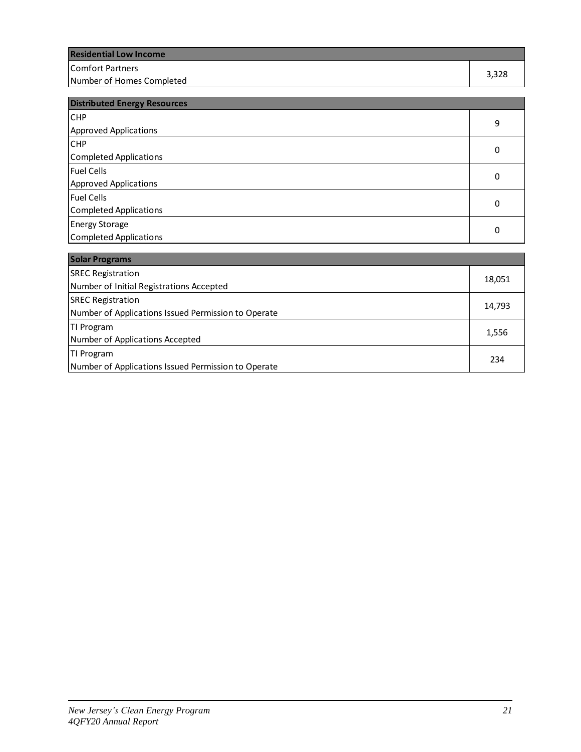| Residential Low Income | |
|---|---|
| Comfort Partners<br>Number of Homes Completed | 3,328 |

| Distributed Energy Resources | |
|---|---|
| CHP<br>Approved Applications | 9 |
| CHP<br>Completed Applications | 0 |
| Fuel Cells<br>Approved Applications | 0 |
| Fuel Cells<br>Completed Applications | 0 |
| Energy Storage<br>Completed Applications | 0 |

| Solar Programs | |
|---|---|
| SREC Registration<br>Number of Initial Registrations Accepted | 18,051 |
| SREC Registration<br>Number of Applications Issued Permission to Operate | 14,793 |
| TI Program<br>Number of Applications Accepted | 1,556 |
| TI Program<br>Number of Applications Issued Permission to Operate | 234 |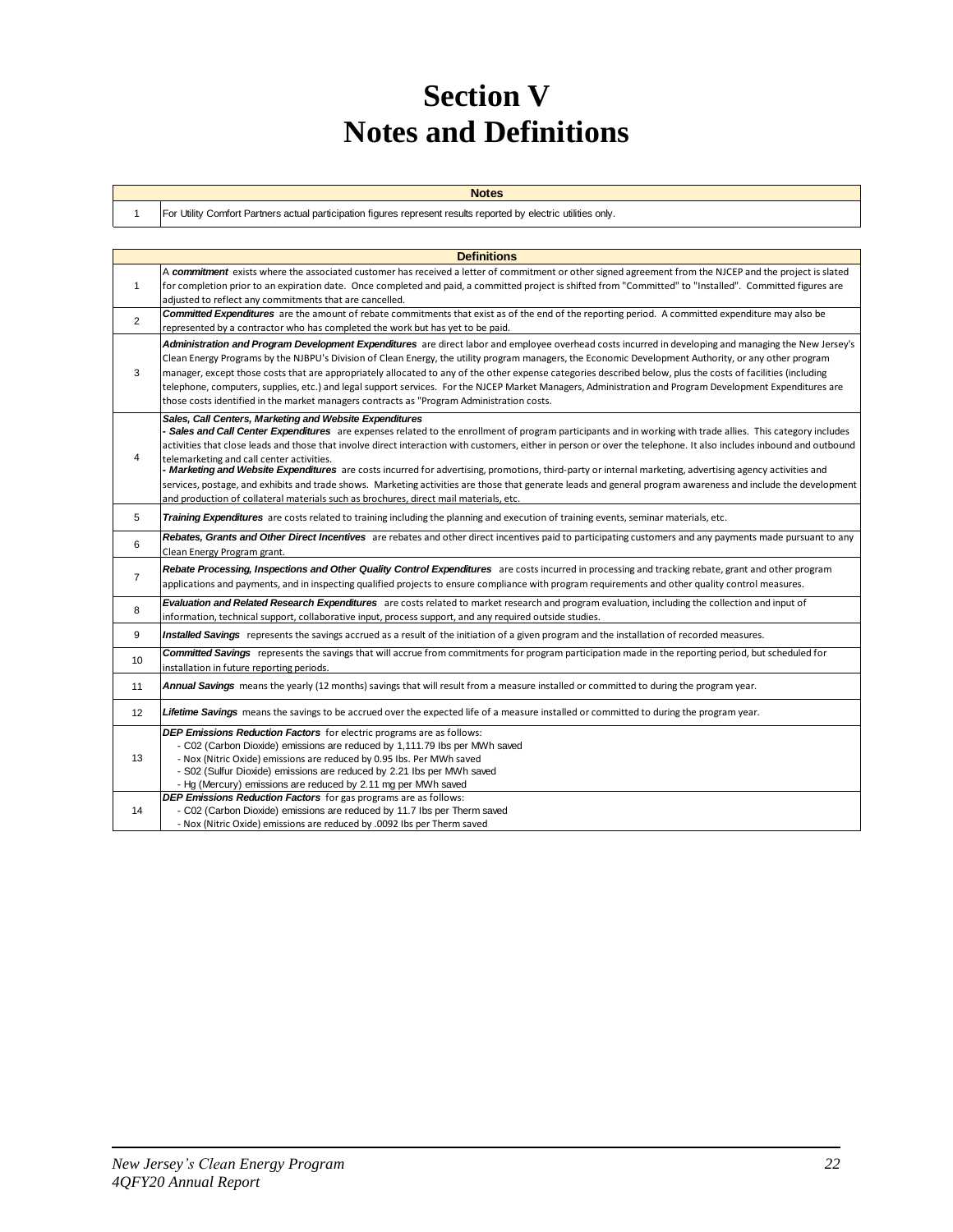# Section V
# Notes and Definitions

| | Notes |
|---|---|
| 1 | For Utility Comfort Partners actual participation figures represent results reported by electric utilities only. |

| | Definitions |
|---|---|
| 1 | A ***commitment*** exists where the associated customer has received a letter of commitment or other signed agreement from the NJCEP and the project is slated for completion prior to an expiration date. Once completed and paid, a committed project is shifted from "Committed" to "Installed". Committed figures are adjusted to reflect any commitments that are cancelled. |
| 2 | ***Committed Expenditures*** are the amount of rebate commitments that exist as of the end of the reporting period. A committed expenditure may also be represented by a contractor who has completed the work but has yet to be paid. |
| 3 | ***Administration and Program Development Expenditures*** are direct labor and employee overhead costs incurred in developing and managing the New Jersey's Clean Energy Programs by the NJBPU's Division of Clean Energy, the utility program managers, the Economic Development Authority, or any other program manager, except those costs that are appropriately allocated to any of the other expense categories described below, plus the costs of facilities (including telephone, computers, supplies, etc.) and legal support services. For the NJCEP Market Managers, Administration and Program Development Expenditures are those costs identified in the market managers contracts as "Program Administration costs. |
| 4 | ***Sales, Call Centers, Marketing and Website Expenditures***<br>- ***Sales and Call Center Expenditures*** are expenses related to the enrollment of program participants and in working with trade allies. This category includes activities that close leads and those that involve direct interaction with customers, either in person or over the telephone. It also includes inbound and outbound telemarketing and call center activities.<br>- ***Marketing and Website Expenditures*** are costs incurred for advertising, promotions, third-party or internal marketing, advertising agency activities and services, postage, and exhibits and trade shows. Marketing activities are those that generate leads and general program awareness and include the development and production of collateral materials such as brochures, direct mail materials, etc. |
| 5 | ***Training Expenditures*** are costs related to training including the planning and execution of training events, seminar materials, etc. |
| 6 | ***Rebates, Grants and Other Direct Incentives*** are rebates and other direct incentives paid to participating customers and any payments made pursuant to any Clean Energy Program grant. |
| 7 | ***Rebate Processing, Inspections and Other Quality Control Expenditures*** are costs incurred in processing and tracking rebate, grant and other program applications and payments, and in inspecting qualified projects to ensure compliance with program requirements and other quality control measures. |
| 8 | ***Evaluation and Related Research Expenditures*** are costs related to market research and program evaluation, including the collection and input of information, technical support, collaborative input, process support, and any required outside studies. |
| 9 | ***Installed Savings*** represents the savings accrued as a result of the initiation of a given program and the installation of recorded measures. |
| 10 | ***Committed Savings*** represents the savings that will accrue from commitments for program participation made in the reporting period, but scheduled for installation in future reporting periods. |
| 11 | ***Annual Savings*** means the yearly (12 months) savings that will result from a measure installed or committed to during the program year. |
| 12 | ***Lifetime Savings*** means the savings to be accrued over the expected life of a measure installed or committed to during the program year. |
| 13 | ***DEP Emissions Reduction Factors*** for electric programs are as follows:<br>- C02 (Carbon Dioxide) emissions are reduced by 1,111.79 lbs per MWh saved<br>- Nox (Nitric Oxide) emissions are reduced by 0.95 lbs. Per MWh saved<br>- S02 (Sulfur Dioxide) emissions are reduced by 2.21 lbs per MWh saved<br>- Hg (Mercury) emissions are reduced by 2.11 mg per MWh saved |
| 14 | ***DEP Emissions Reduction Factors*** for gas programs are as follows:<br>- C02 (Carbon Dioxide) emissions are reduced by 11.7 lbs per Therm saved<br>- Nox (Nitric Oxide) emissions are reduced by .0092 lbs per Therm saved |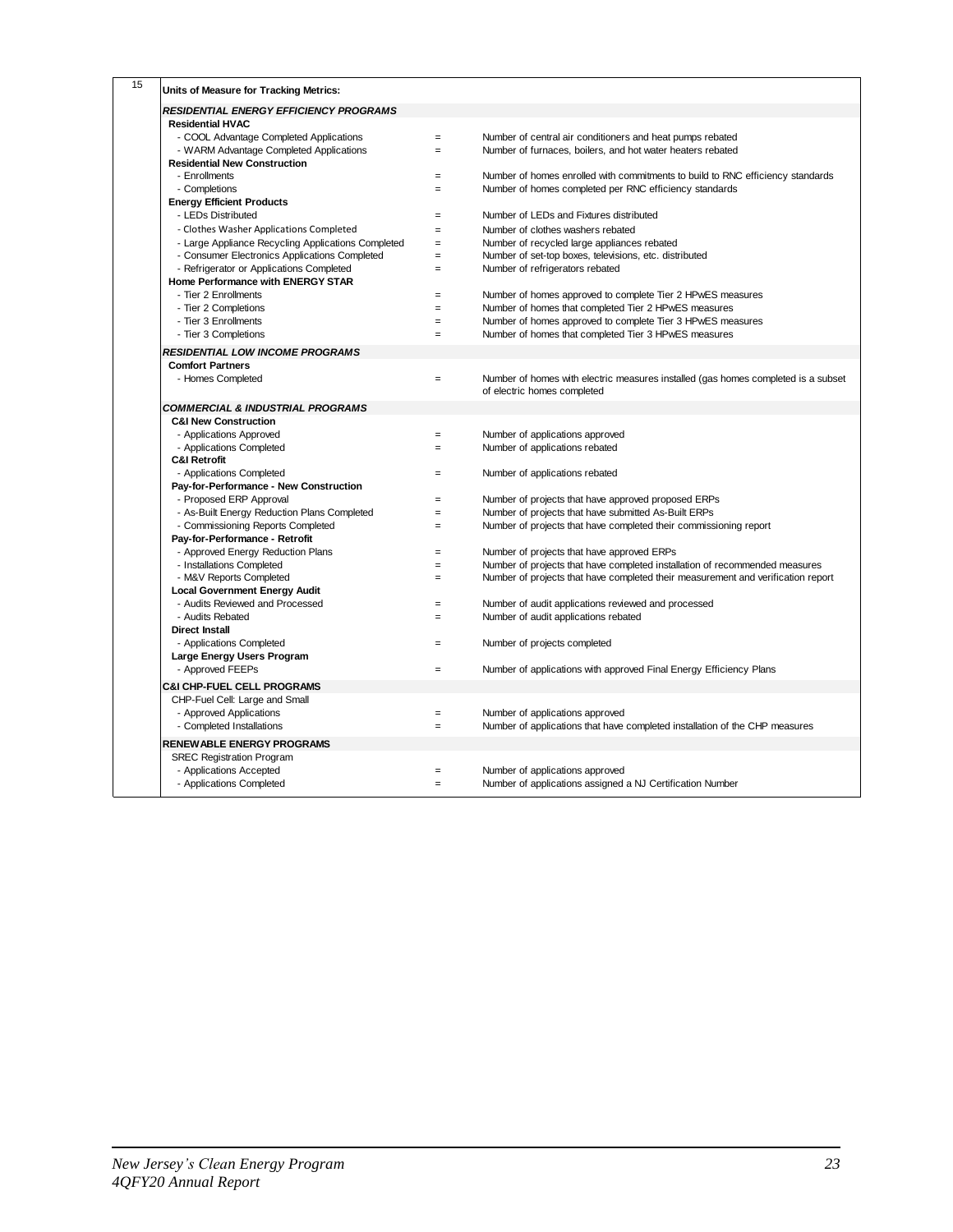15

**Units of Measure for Tracking Metrics:**

| | | |
|---|---|---|
| ***RESIDENTIAL ENERGY EFFICIENCY PROGRAMS*** | | |
| **Residential HVAC** | | |
| - COOL Advantage Completed Applications | = | Number of central air conditioners and heat pumps rebated |
| - WARM Advantage Completed Applications | = | Number of furnaces, boilers, and hot water heaters rebated |
| **Residential New Construction** | | |
| - Enrollments | = | Number of homes enrolled with commitments to build to RNC efficiency standards |
| - Completions | = | Number of homes completed per RNC efficiency standards |
| **Energy Efficient Products** | | |
| - LEDs Distributed | = | Number of LEDs and Fixtures distributed |
| - Clothes Washer Applications Completed | = | Number of clothes washers rebated |
| - Large Appliance Recycling Applications Completed | = | Number of recycled large appliances rebated |
| - Consumer Electronics Applications Completed | = | Number of set-top boxes, televisions, etc. distributed |
| - Refrigerator or Applications Completed | = | Number of refrigerators rebated |
| **Home Performance with ENERGY STAR** | | |
| - Tier 2 Enrollments | = | Number of homes approved to complete Tier 2 HPwES measures |
| - Tier 2 Completions | = | Number of homes that completed Tier 2 HPwES measures |
| - Tier 3 Enrollments | = | Number of homes approved to complete Tier 3 HPwES measures |
| - Tier 3 Completions | = | Number of homes that completed Tier 3 HPwES measures |
| ***RESIDENTIAL LOW INCOME PROGRAMS*** | | |
| **Comfort Partners** | | |
| - Homes Completed | = | Number of homes with electric measures installed (gas homes completed is a subset of electric homes completed |
| ***COMMERCIAL & INDUSTRIAL PROGRAMS*** | | |
| **C&I New Construction** | | |
| - Applications Approved | = | Number of applications approved |
| - Applications Completed | = | Number of applications rebated |
| **C&I Retrofit** | | |
| - Applications Completed | = | Number of applications rebated |
| **Pay-for-Performance - New Construction** | | |
| - Proposed ERP Approval | = | Number of projects that have approved proposed ERPs |
| - As-Built Energy Reduction Plans Completed | = | Number of projects that have submitted As-Built ERPs |
| - Commissioning Reports Completed | = | Number of projects that have completed their commissioning report |
| **Pay-for-Performance - Retrofit** | | |
| - Approved Energy Reduction Plans | = | Number of projects that have approved ERPs |
| - Installations Completed | = | Number of projects that have completed installation of recommended measures |
| - M&V Reports Completed | = | Number of projects that have completed their measurement and verification report |
| **Local Government Energy Audit** | | |
| - Audits Reviewed and Processed | = | Number of audit applications reviewed and processed |
| - Audits Rebated | = | Number of audit applications rebated |
| **Direct Install** | | |
| - Applications Completed | = | Number of projects completed |
| **Large Energy Users Program** | | |
| - Approved FEEPs | = | Number of applications with approved Final Energy Efficiency Plans |
| **C&I CHP-FUEL CELL PROGRAMS** | | |
| CHP-Fuel Cell: Large and Small | | |
| - Approved Applications | = | Number of applications approved |
| - Completed Installations | = | Number of applications that have completed installation of the CHP measures |
| **RENEWABLE ENERGY PROGRAMS** | | |
| SREC Registration Program | | |
| - Applications Accepted | = | Number of applications approved |
| - Applications Completed | = | Number of applications assigned a NJ Certification Number |